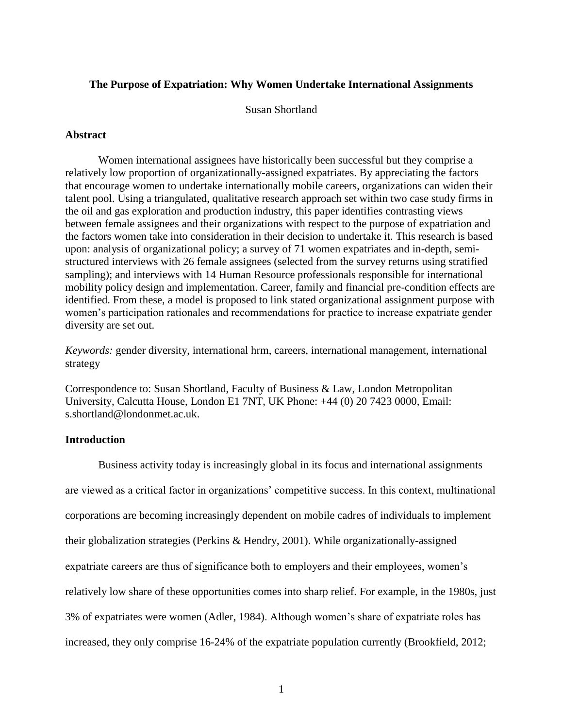**The Purpose of Expatriation: Why Women Undertake International Assignments**

Susan Shortland

### Abstract

Women international assignees have historically been successful but they comprise a relatively low proportion of organizationally-assigned expatriates. By appreciating the factors that encourage women to undertake internationally mobile careers, organizations can widen their talent pool. Using a triangulated, qualitative research approach set within two case study firms in the oil and gas exploration and production industry, this paper identifies contrasting views between female assignees and their organizations with respect to the purpose of expatriation and the factors women take into consideration in their decision to undertake it. This research is based upon: analysis of organizational policy; a survey of 71 women expatriates and in-depth, semi-structured interviews with 26 female assignees (selected from the survey returns using stratified sampling); and interviews with 14 Human Resource professionals responsible for international mobility policy design and implementation. Career, family and financial pre-condition effects are identified. From these, a model is proposed to link stated organizational assignment purpose with women's participation rationales and recommendations for practice to increase expatriate gender diversity are set out.

*Keywords:* gender diversity, international hrm, careers, international management, international strategy

Correspondence to: Susan Shortland, Faculty of Business & Law, London Metropolitan University, Calcutta House, London E1 7NT, UK Phone: +44 (0) 20 7423 0000, Email: s.shortland@londonmet.ac.uk.

### Introduction

Business activity today is increasingly global in its focus and international assignments are viewed as a critical factor in organizations' competitive success. In this context, multinational corporations are becoming increasingly dependent on mobile cadres of individuals to implement their globalization strategies (Perkins & Hendry, 2001). While organizationally-assigned expatriate careers are thus of significance both to employers and their employees, women's relatively low share of these opportunities comes into sharp relief. For example, in the 1980s, just 3% of expatriates were women (Adler, 1984). Although women's share of expatriate roles has increased, they only comprise 16-24% of the expatriate population currently (Brookfield, 2012;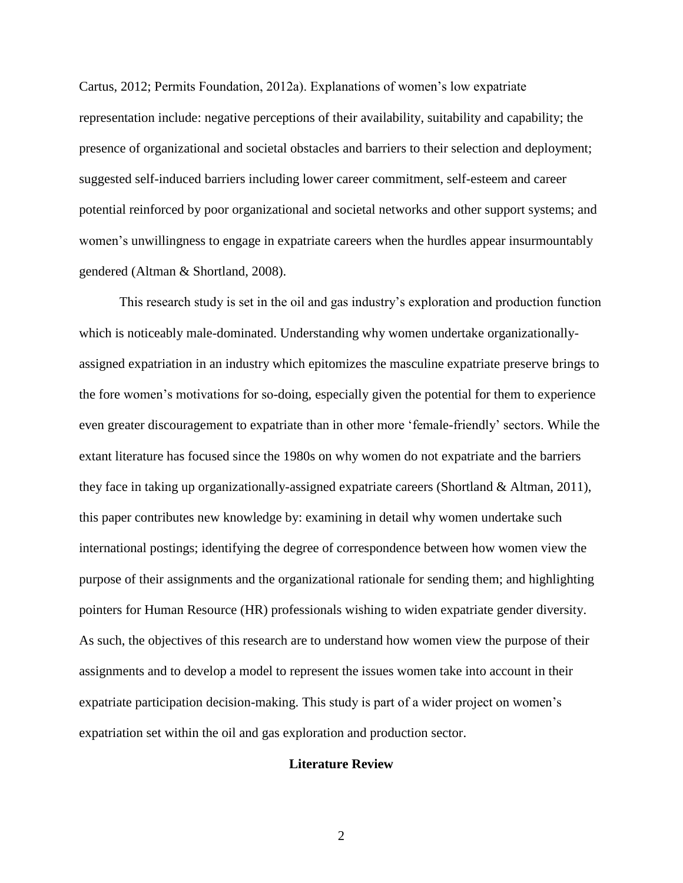Cartus, 2012; Permits Foundation, 2012a). Explanations of women's low expatriate representation include: negative perceptions of their availability, suitability and capability; the presence of organizational and societal obstacles and barriers to their selection and deployment; suggested self-induced barriers including lower career commitment, self-esteem and career potential reinforced by poor organizational and societal networks and other support systems; and women's unwillingness to engage in expatriate careers when the hurdles appear insurmountably gendered (Altman & Shortland, 2008).

This research study is set in the oil and gas industry's exploration and production function which is noticeably male-dominated. Understanding why women undertake organizationally-assigned expatriation in an industry which epitomizes the masculine expatriate preserve brings to the fore women's motivations for so-doing, especially given the potential for them to experience even greater discouragement to expatriate than in other more 'female-friendly' sectors. While the extant literature has focused since the 1980s on why women do not expatriate and the barriers they face in taking up organizationally-assigned expatriate careers (Shortland & Altman, 2011), this paper contributes new knowledge by: examining in detail why women undertake such international postings; identifying the degree of correspondence between how women view the purpose of their assignments and the organizational rationale for sending them; and highlighting pointers for Human Resource (HR) professionals wishing to widen expatriate gender diversity. As such, the objectives of this research are to understand how women view the purpose of their assignments and to develop a model to represent the issues women take into account in their expatriate participation decision-making. This study is part of a wider project on women's expatriation set within the oil and gas exploration and production sector.

## Literature Review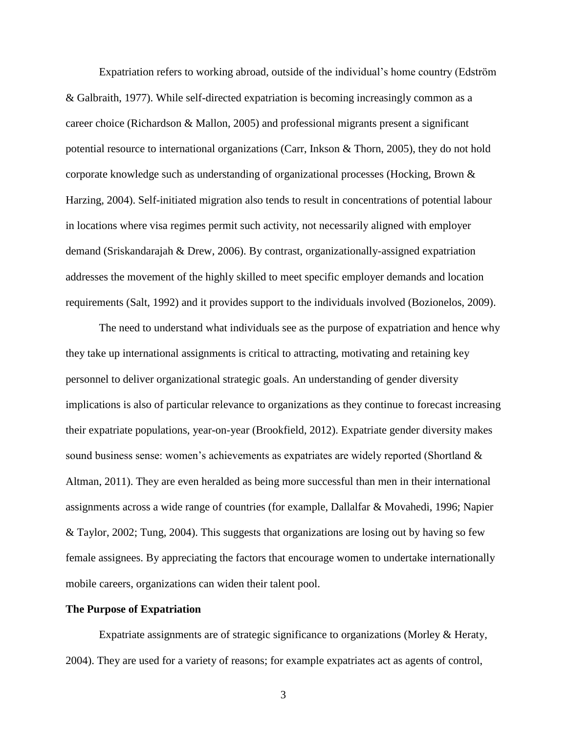Expatriation refers to working abroad, outside of the individual's home country (Edström & Galbraith, 1977). While self-directed expatriation is becoming increasingly common as a career choice (Richardson & Mallon, 2005) and professional migrants present a significant potential resource to international organizations (Carr, Inkson & Thorn, 2005), they do not hold corporate knowledge such as understanding of organizational processes (Hocking, Brown & Harzing, 2004). Self-initiated migration also tends to result in concentrations of potential labour in locations where visa regimes permit such activity, not necessarily aligned with employer demand (Sriskandarajah & Drew, 2006). By contrast, organizationally-assigned expatriation addresses the movement of the highly skilled to meet specific employer demands and location requirements (Salt, 1992) and it provides support to the individuals involved (Bozionelos, 2009).

The need to understand what individuals see as the purpose of expatriation and hence why they take up international assignments is critical to attracting, motivating and retaining key personnel to deliver organizational strategic goals. An understanding of gender diversity implications is also of particular relevance to organizations as they continue to forecast increasing their expatriate populations, year-on-year (Brookfield, 2012). Expatriate gender diversity makes sound business sense: women's achievements as expatriates are widely reported (Shortland & Altman, 2011). They are even heralded as being more successful than men in their international assignments across a wide range of countries (for example, Dallalfar & Movahedi, 1996; Napier & Taylor, 2002; Tung, 2004). This suggests that organizations are losing out by having so few female assignees. By appreciating the factors that encourage women to undertake internationally mobile careers, organizations can widen their talent pool.

**The Purpose of Expatriation**

Expatriate assignments are of strategic significance to organizations (Morley & Heraty, 2004). They are used for a variety of reasons; for example expatriates act as agents of control,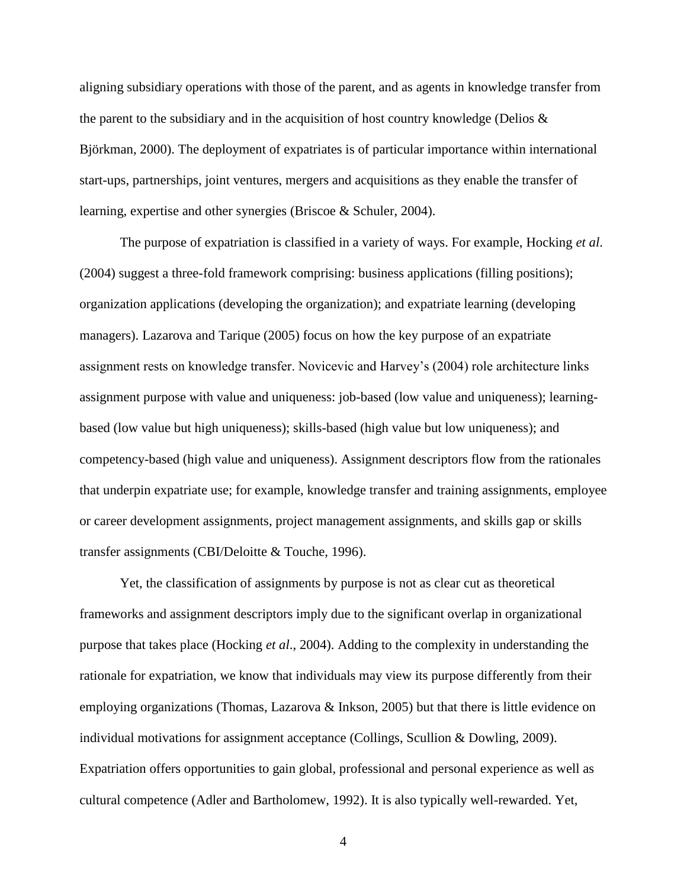aligning subsidiary operations with those of the parent, and as agents in knowledge transfer from the parent to the subsidiary and in the acquisition of host country knowledge (Delios & Björkman, 2000). The deployment of expatriates is of particular importance within international start-ups, partnerships, joint ventures, mergers and acquisitions as they enable the transfer of learning, expertise and other synergies (Briscoe & Schuler, 2004).

The purpose of expatriation is classified in a variety of ways. For example, Hocking *et al*. (2004) suggest a three-fold framework comprising: business applications (filling positions); organization applications (developing the organization); and expatriate learning (developing managers). Lazarova and Tarique (2005) focus on how the key purpose of an expatriate assignment rests on knowledge transfer. Novicevic and Harvey's (2004) role architecture links assignment purpose with value and uniqueness: job-based (low value and uniqueness); learning-based (low value but high uniqueness); skills-based (high value but low uniqueness); and competency-based (high value and uniqueness). Assignment descriptors flow from the rationales that underpin expatriate use; for example, knowledge transfer and training assignments, employee or career development assignments, project management assignments, and skills gap or skills transfer assignments (CBI/Deloitte & Touche, 1996).

Yet, the classification of assignments by purpose is not as clear cut as theoretical frameworks and assignment descriptors imply due to the significant overlap in organizational purpose that takes place (Hocking *et al*., 2004). Adding to the complexity in understanding the rationale for expatriation, we know that individuals may view its purpose differently from their employing organizations (Thomas, Lazarova & Inkson, 2005) but that there is little evidence on individual motivations for assignment acceptance (Collings, Scullion & Dowling, 2009). Expatriation offers opportunities to gain global, professional and personal experience as well as cultural competence (Adler and Bartholomew, 1992). It is also typically well-rewarded. Yet,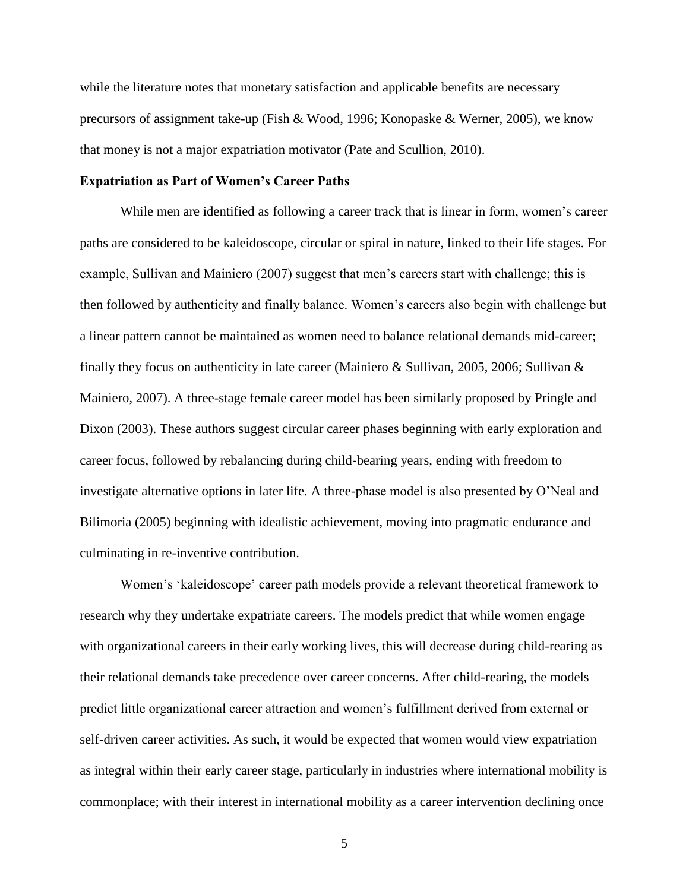while the literature notes that monetary satisfaction and applicable benefits are necessary precursors of assignment take-up (Fish & Wood, 1996; Konopaske & Werner, 2005), we know that money is not a major expatriation motivator (Pate and Scullion, 2010).

**Expatriation as Part of Women's Career Paths**

While men are identified as following a career track that is linear in form, women's career paths are considered to be kaleidoscope, circular or spiral in nature, linked to their life stages. For example, Sullivan and Mainiero (2007) suggest that men's careers start with challenge; this is then followed by authenticity and finally balance. Women's careers also begin with challenge but a linear pattern cannot be maintained as women need to balance relational demands mid-career; finally they focus on authenticity in late career (Mainiero & Sullivan, 2005, 2006; Sullivan & Mainiero, 2007). A three-stage female career model has been similarly proposed by Pringle and Dixon (2003). These authors suggest circular career phases beginning with early exploration and career focus, followed by rebalancing during child-bearing years, ending with freedom to investigate alternative options in later life. A three-phase model is also presented by O'Neal and Bilimoria (2005) beginning with idealistic achievement, moving into pragmatic endurance and culminating in re-inventive contribution.

Women's 'kaleidoscope' career path models provide a relevant theoretical framework to research why they undertake expatriate careers. The models predict that while women engage with organizational careers in their early working lives, this will decrease during child-rearing as their relational demands take precedence over career concerns. After child-rearing, the models predict little organizational career attraction and women's fulfillment derived from external or self-driven career activities. As such, it would be expected that women would view expatriation as integral within their early career stage, particularly in industries where international mobility is commonplace; with their interest in international mobility as a career intervention declining once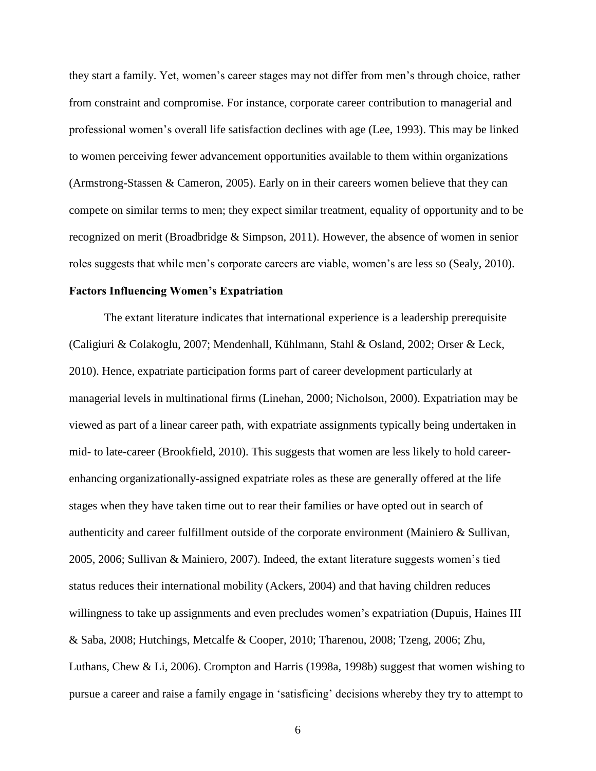they start a family. Yet, women's career stages may not differ from men's through choice, rather from constraint and compromise. For instance, corporate career contribution to managerial and professional women's overall life satisfaction declines with age (Lee, 1993). This may be linked to women perceiving fewer advancement opportunities available to them within organizations (Armstrong-Stassen & Cameron, 2005). Early on in their careers women believe that they can compete on similar terms to men; they expect similar treatment, equality of opportunity and to be recognized on merit (Broadbridge & Simpson, 2011). However, the absence of women in senior roles suggests that while men's corporate careers are viable, women's are less so (Sealy, 2010).

### Factors Influencing Women's Expatriation

The extant literature indicates that international experience is a leadership prerequisite (Caligiuri & Colakoglu, 2007; Mendenhall, Kühlmann, Stahl & Osland, 2002; Orser & Leck, 2010). Hence, expatriate participation forms part of career development particularly at managerial levels in multinational firms (Linehan, 2000; Nicholson, 2000). Expatriation may be viewed as part of a linear career path, with expatriate assignments typically being undertaken in mid- to late-career (Brookfield, 2010). This suggests that women are less likely to hold career-enhancing organizationally-assigned expatriate roles as these are generally offered at the life stages when they have taken time out to rear their families or have opted out in search of authenticity and career fulfillment outside of the corporate environment (Mainiero & Sullivan, 2005, 2006; Sullivan & Mainiero, 2007). Indeed, the extant literature suggests women's tied status reduces their international mobility (Ackers, 2004) and that having children reduces willingness to take up assignments and even precludes women's expatriation (Dupuis, Haines III & Saba, 2008; Hutchings, Metcalfe & Cooper, 2010; Tharenou, 2008; Tzeng, 2006; Zhu, Luthans, Chew & Li, 2006). Crompton and Harris (1998a, 1998b) suggest that women wishing to pursue a career and raise a family engage in 'satisficing' decisions whereby they try to attempt to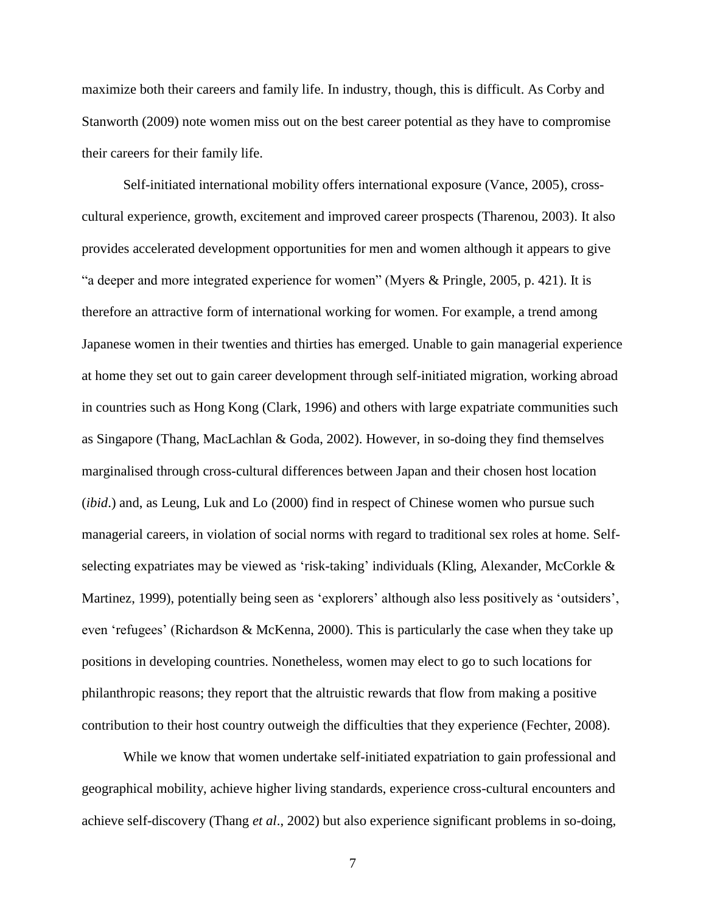maximize both their careers and family life. In industry, though, this is difficult. As Corby and Stanworth (2009) note women miss out on the best career potential as they have to compromise their careers for their family life.

Self-initiated international mobility offers international exposure (Vance, 2005), cross-cultural experience, growth, excitement and improved career prospects (Tharenou, 2003). It also provides accelerated development opportunities for men and women although it appears to give “a deeper and more integrated experience for women” (Myers & Pringle, 2005, p. 421). It is therefore an attractive form of international working for women. For example, a trend among Japanese women in their twenties and thirties has emerged. Unable to gain managerial experience at home they set out to gain career development through self-initiated migration, working abroad in countries such as Hong Kong (Clark, 1996) and others with large expatriate communities such as Singapore (Thang, MacLachlan & Goda, 2002). However, in so-doing they find themselves marginalised through cross-cultural differences between Japan and their chosen host location (*ibid*.) and, as Leung, Luk and Lo (2000) find in respect of Chinese women who pursue such managerial careers, in violation of social norms with regard to traditional sex roles at home. Self-selecting expatriates may be viewed as ‘risk-taking’ individuals (Kling, Alexander, McCorkle & Martinez, 1999), potentially being seen as ‘explorers’ although also less positively as ‘outsiders’, even ‘refugees’ (Richardson & McKenna, 2000). This is particularly the case when they take up positions in developing countries. Nonetheless, women may elect to go to such locations for philanthropic reasons; they report that the altruistic rewards that flow from making a positive contribution to their host country outweigh the difficulties that they experience (Fechter, 2008).

While we know that women undertake self-initiated expatriation to gain professional and geographical mobility, achieve higher living standards, experience cross-cultural encounters and achieve self-discovery (Thang *et al*., 2002) but also experience significant problems in so-doing,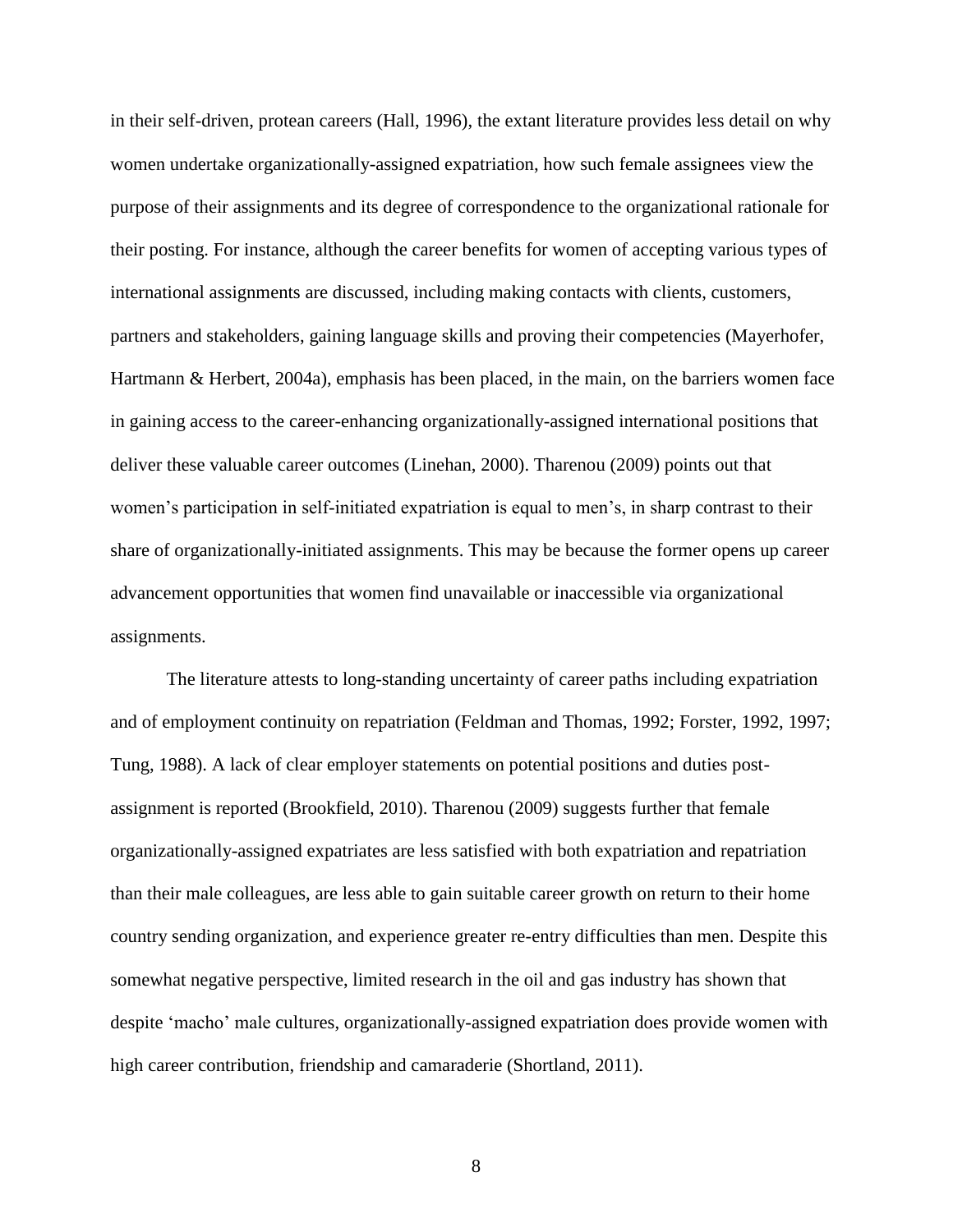in their self-driven, protean careers (Hall, 1996), the extant literature provides less detail on why women undertake organizationally-assigned expatriation, how such female assignees view the purpose of their assignments and its degree of correspondence to the organizational rationale for their posting. For instance, although the career benefits for women of accepting various types of international assignments are discussed, including making contacts with clients, customers, partners and stakeholders, gaining language skills and proving their competencies (Mayerhofer, Hartmann & Herbert, 2004a), emphasis has been placed, in the main, on the barriers women face in gaining access to the career-enhancing organizationally-assigned international positions that deliver these valuable career outcomes (Linehan, 2000). Tharenou (2009) points out that women's participation in self-initiated expatriation is equal to men's, in sharp contrast to their share of organizationally-initiated assignments. This may be because the former opens up career advancement opportunities that women find unavailable or inaccessible via organizational assignments.

The literature attests to long-standing uncertainty of career paths including expatriation and of employment continuity on repatriation (Feldman and Thomas, 1992; Forster, 1992, 1997; Tung, 1988). A lack of clear employer statements on potential positions and duties post-assignment is reported (Brookfield, 2010). Tharenou (2009) suggests further that female organizationally-assigned expatriates are less satisfied with both expatriation and repatriation than their male colleagues, are less able to gain suitable career growth on return to their home country sending organization, and experience greater re-entry difficulties than men. Despite this somewhat negative perspective, limited research in the oil and gas industry has shown that despite 'macho' male cultures, organizationally-assigned expatriation does provide women with high career contribution, friendship and camaraderie (Shortland, 2011).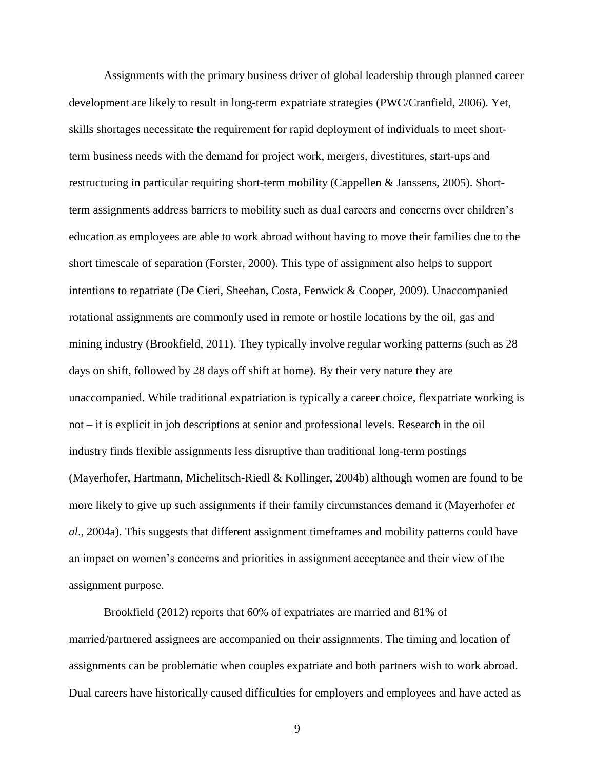Assignments with the primary business driver of global leadership through planned career development are likely to result in long-term expatriate strategies (PWC/Cranfield, 2006). Yet, skills shortages necessitate the requirement for rapid deployment of individuals to meet short-term business needs with the demand for project work, mergers, divestitures, start-ups and restructuring in particular requiring short-term mobility (Cappellen & Janssens, 2005). Short-term assignments address barriers to mobility such as dual careers and concerns over children's education as employees are able to work abroad without having to move their families due to the short timescale of separation (Forster, 2000). This type of assignment also helps to support intentions to repatriate (De Cieri, Sheehan, Costa, Fenwick & Cooper, 2009). Unaccompanied rotational assignments are commonly used in remote or hostile locations by the oil, gas and mining industry (Brookfield, 2011). They typically involve regular working patterns (such as 28 days on shift, followed by 28 days off shift at home). By their very nature they are unaccompanied. While traditional expatriation is typically a career choice, flexpatriate working is not – it is explicit in job descriptions at senior and professional levels. Research in the oil industry finds flexible assignments less disruptive than traditional long-term postings (Mayerhofer, Hartmann, Michelitsch-Riedl & Kollinger, 2004b) although women are found to be more likely to give up such assignments if their family circumstances demand it (Mayerhofer *et al*., 2004a). This suggests that different assignment timeframes and mobility patterns could have an impact on women's concerns and priorities in assignment acceptance and their view of the assignment purpose.

Brookfield (2012) reports that 60% of expatriates are married and 81% of married/partnered assignees are accompanied on their assignments. The timing and location of assignments can be problematic when couples expatriate and both partners wish to work abroad. Dual careers have historically caused difficulties for employers and employees and have acted as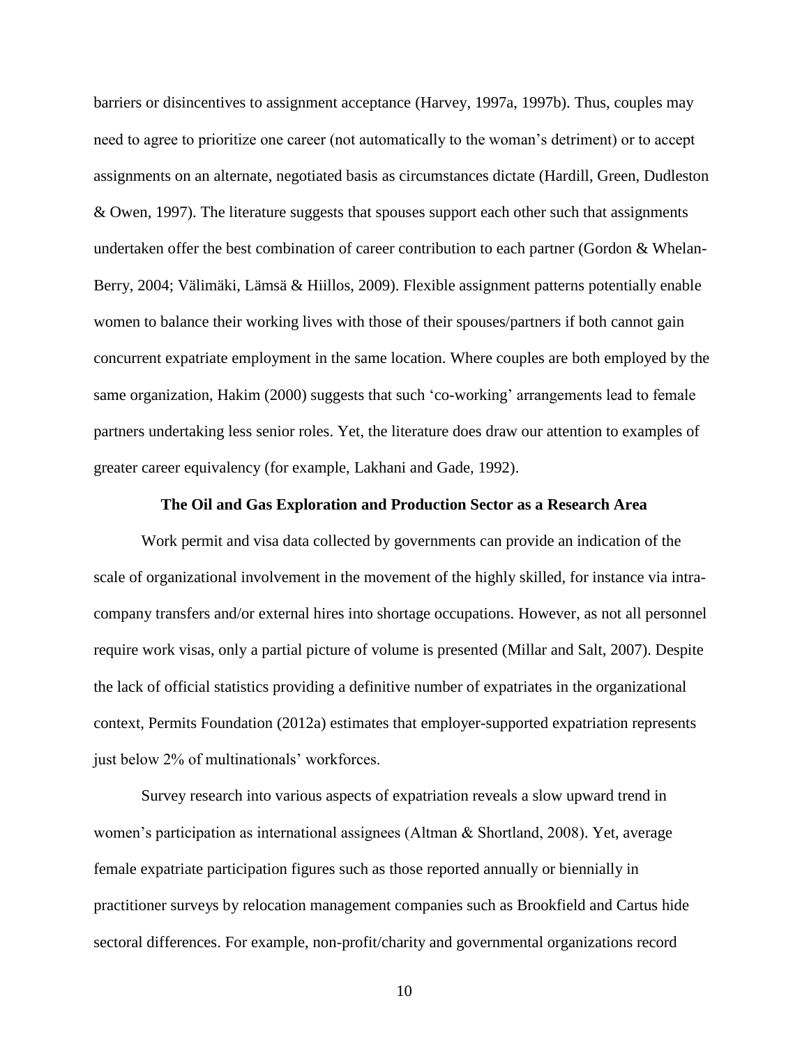barriers or disincentives to assignment acceptance (Harvey, 1997a, 1997b). Thus, couples may need to agree to prioritize one career (not automatically to the woman's detriment) or to accept assignments on an alternate, negotiated basis as circumstances dictate (Hardill, Green, Dudleston & Owen, 1997). The literature suggests that spouses support each other such that assignments undertaken offer the best combination of career contribution to each partner (Gordon & Whelan-Berry, 2004; Välimäki, Lämsä & Hiillos, 2009). Flexible assignment patterns potentially enable women to balance their working lives with those of their spouses/partners if both cannot gain concurrent expatriate employment in the same location. Where couples are both employed by the same organization, Hakim (2000) suggests that such 'co-working' arrangements lead to female partners undertaking less senior roles. Yet, the literature does draw our attention to examples of greater career equivalency (for example, Lakhani and Gade, 1992).

## The Oil and Gas Exploration and Production Sector as a Research Area

Work permit and visa data collected by governments can provide an indication of the scale of organizational involvement in the movement of the highly skilled, for instance via intra-company transfers and/or external hires into shortage occupations. However, as not all personnel require work visas, only a partial picture of volume is presented (Millar and Salt, 2007). Despite the lack of official statistics providing a definitive number of expatriates in the organizational context, Permits Foundation (2012a) estimates that employer-supported expatriation represents just below 2% of multinationals' workforces.

Survey research into various aspects of expatriation reveals a slow upward trend in women's participation as international assignees (Altman & Shortland, 2008). Yet, average female expatriate participation figures such as those reported annually or biennially in practitioner surveys by relocation management companies such as Brookfield and Cartus hide sectoral differences. For example, non-profit/charity and governmental organizations record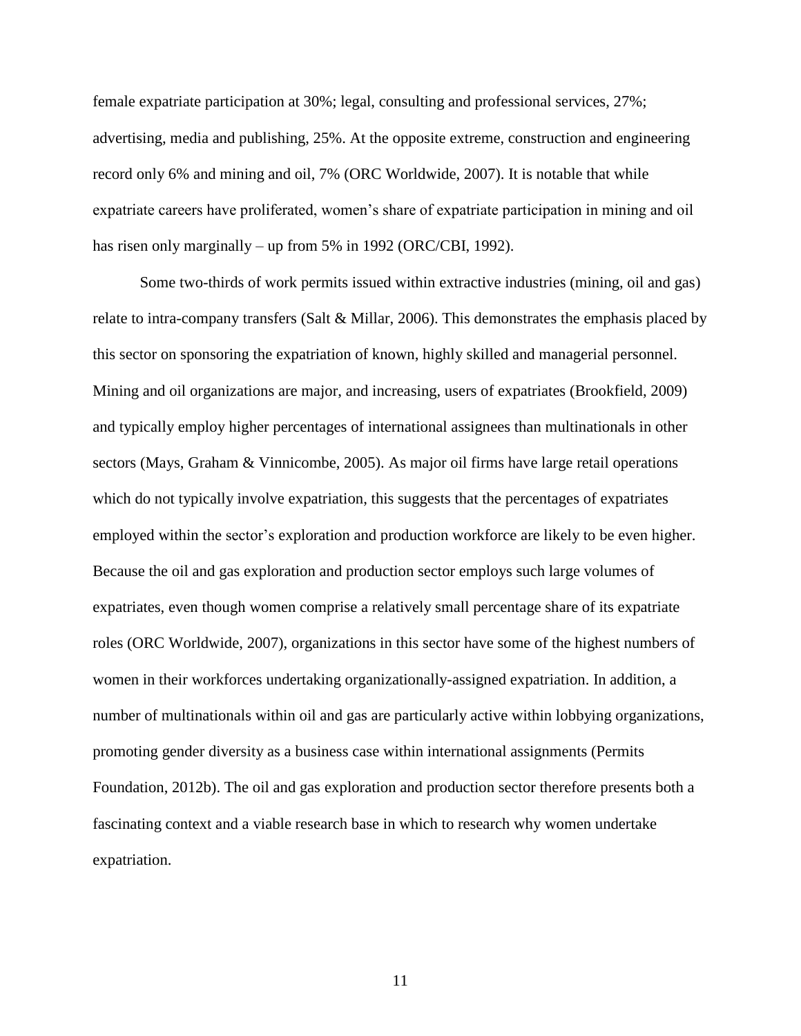female expatriate participation at 30%; legal, consulting and professional services, 27%; advertising, media and publishing, 25%. At the opposite extreme, construction and engineering record only 6% and mining and oil, 7% (ORC Worldwide, 2007). It is notable that while expatriate careers have proliferated, women's share of expatriate participation in mining and oil has risen only marginally – up from 5% in 1992 (ORC/CBI, 1992).

Some two-thirds of work permits issued within extractive industries (mining, oil and gas) relate to intra-company transfers (Salt & Millar, 2006). This demonstrates the emphasis placed by this sector on sponsoring the expatriation of known, highly skilled and managerial personnel. Mining and oil organizations are major, and increasing, users of expatriates (Brookfield, 2009) and typically employ higher percentages of international assignees than multinationals in other sectors (Mays, Graham & Vinnicombe, 2005). As major oil firms have large retail operations which do not typically involve expatriation, this suggests that the percentages of expatriates employed within the sector's exploration and production workforce are likely to be even higher. Because the oil and gas exploration and production sector employs such large volumes of expatriates, even though women comprise a relatively small percentage share of its expatriate roles (ORC Worldwide, 2007), organizations in this sector have some of the highest numbers of women in their workforces undertaking organizationally-assigned expatriation. In addition, a number of multinationals within oil and gas are particularly active within lobbying organizations, promoting gender diversity as a business case within international assignments (Permits Foundation, 2012b). The oil and gas exploration and production sector therefore presents both a fascinating context and a viable research base in which to research why women undertake expatriation.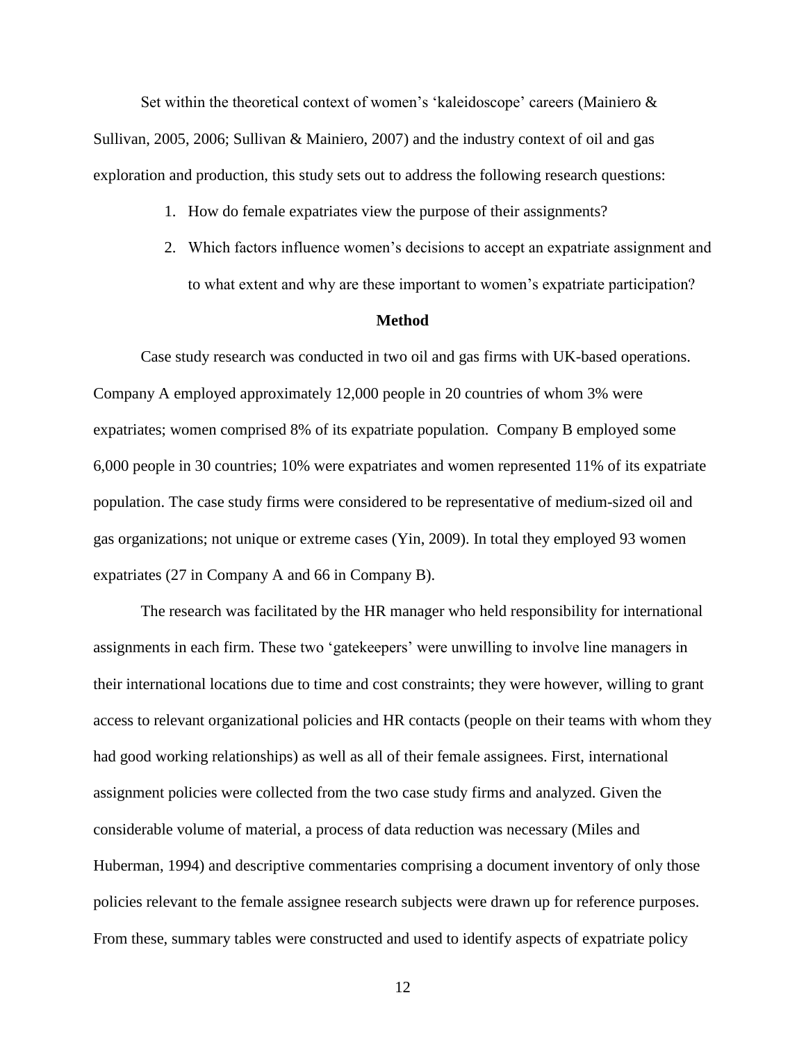Set within the theoretical context of women's 'kaleidoscope' careers (Mainiero & Sullivan, 2005, 2006; Sullivan & Mainiero, 2007) and the industry context of oil and gas exploration and production, this study sets out to address the following research questions:

1. How do female expatriates view the purpose of their assignments?
2. Which factors influence women's decisions to accept an expatriate assignment and to what extent and why are these important to women's expatriate participation?

## Method

Case study research was conducted in two oil and gas firms with UK-based operations. Company A employed approximately 12,000 people in 20 countries of whom 3% were expatriates; women comprised 8% of its expatriate population. Company B employed some 6,000 people in 30 countries; 10% were expatriates and women represented 11% of its expatriate population. The case study firms were considered to be representative of medium-sized oil and gas organizations; not unique or extreme cases (Yin, 2009). In total they employed 93 women expatriates (27 in Company A and 66 in Company B).

The research was facilitated by the HR manager who held responsibility for international assignments in each firm. These two 'gatekeepers' were unwilling to involve line managers in their international locations due to time and cost constraints; they were however, willing to grant access to relevant organizational policies and HR contacts (people on their teams with whom they had good working relationships) as well as all of their female assignees. First, international assignment policies were collected from the two case study firms and analyzed. Given the considerable volume of material, a process of data reduction was necessary (Miles and Huberman, 1994) and descriptive commentaries comprising a document inventory of only those policies relevant to the female assignee research subjects were drawn up for reference purposes. From these, summary tables were constructed and used to identify aspects of expatriate policy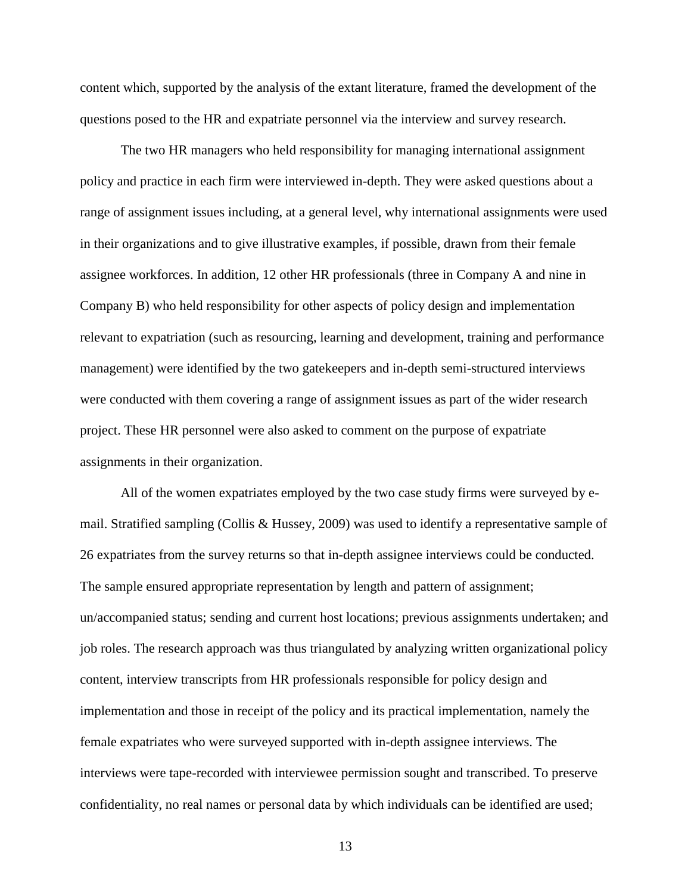content which, supported by the analysis of the extant literature, framed the development of the questions posed to the HR and expatriate personnel via the interview and survey research.

The two HR managers who held responsibility for managing international assignment policy and practice in each firm were interviewed in-depth. They were asked questions about a range of assignment issues including, at a general level, why international assignments were used in their organizations and to give illustrative examples, if possible, drawn from their female assignee workforces. In addition, 12 other HR professionals (three in Company A and nine in Company B) who held responsibility for other aspects of policy design and implementation relevant to expatriation (such as resourcing, learning and development, training and performance management) were identified by the two gatekeepers and in-depth semi-structured interviews were conducted with them covering a range of assignment issues as part of the wider research project. These HR personnel were also asked to comment on the purpose of expatriate assignments in their organization.

All of the women expatriates employed by the two case study firms were surveyed by e-mail. Stratified sampling (Collis & Hussey, 2009) was used to identify a representative sample of 26 expatriates from the survey returns so that in-depth assignee interviews could be conducted. The sample ensured appropriate representation by length and pattern of assignment; un/accompanied status; sending and current host locations; previous assignments undertaken; and job roles. The research approach was thus triangulated by analyzing written organizational policy content, interview transcripts from HR professionals responsible for policy design and implementation and those in receipt of the policy and its practical implementation, namely the female expatriates who were surveyed supported with in-depth assignee interviews. The interviews were tape-recorded with interviewee permission sought and transcribed. To preserve confidentiality, no real names or personal data by which individuals can be identified are used;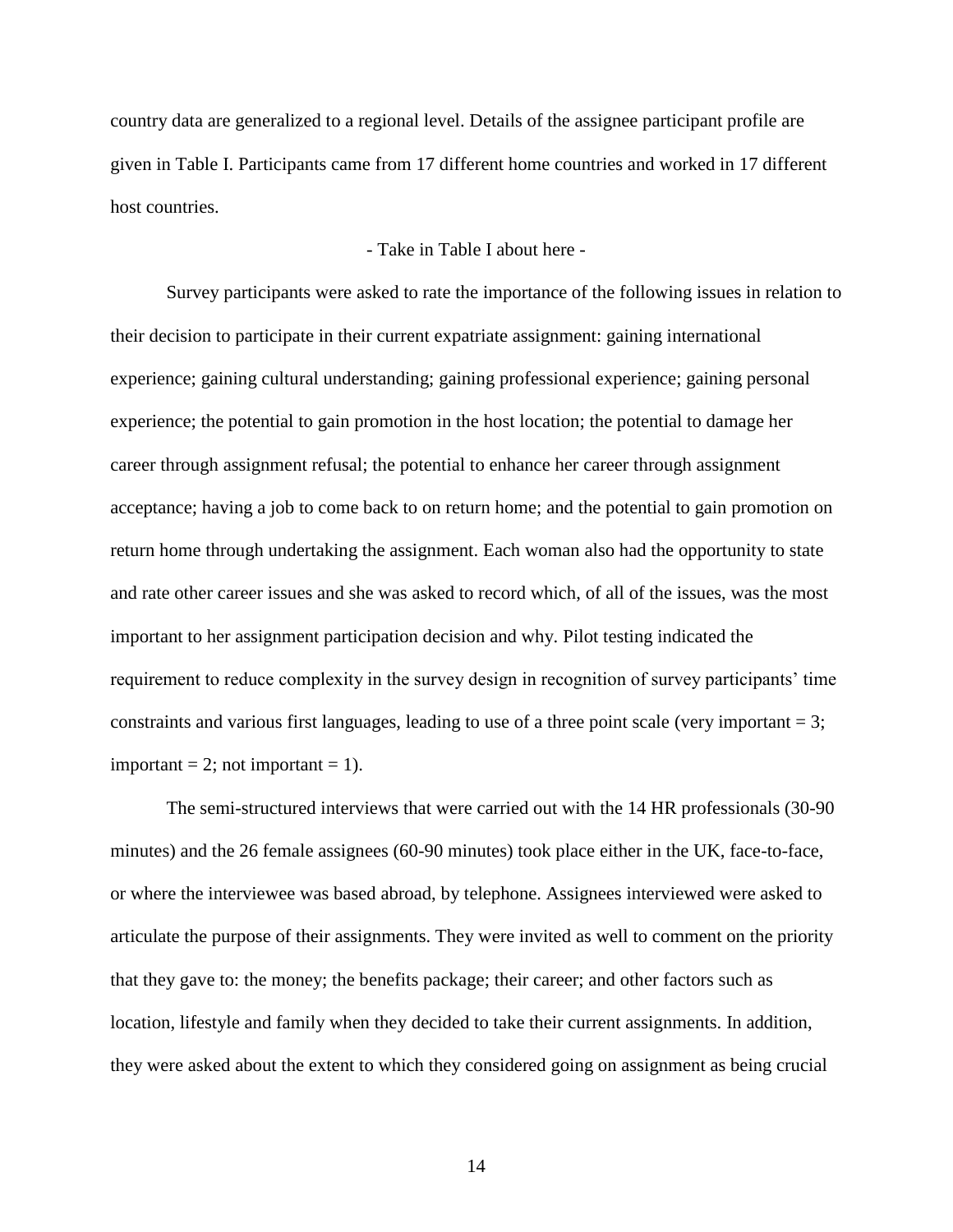country data are generalized to a regional level. Details of the assignee participant profile are given in Table I. Participants came from 17 different home countries and worked in 17 different host countries.

- Take in Table I about here -

Survey participants were asked to rate the importance of the following issues in relation to their decision to participate in their current expatriate assignment: gaining international experience; gaining cultural understanding; gaining professional experience; gaining personal experience; the potential to gain promotion in the host location; the potential to damage her career through assignment refusal; the potential to enhance her career through assignment acceptance; having a job to come back to on return home; and the potential to gain promotion on return home through undertaking the assignment. Each woman also had the opportunity to state and rate other career issues and she was asked to record which, of all of the issues, was the most important to her assignment participation decision and why. Pilot testing indicated the requirement to reduce complexity in the survey design in recognition of survey participants' time constraints and various first languages, leading to use of a three point scale (very important = 3; important = 2; not important = 1).

The semi-structured interviews that were carried out with the 14 HR professionals (30-90 minutes) and the 26 female assignees (60-90 minutes) took place either in the UK, face-to-face, or where the interviewee was based abroad, by telephone. Assignees interviewed were asked to articulate the purpose of their assignments. They were invited as well to comment on the priority that they gave to: the money; the benefits package; their career; and other factors such as location, lifestyle and family when they decided to take their current assignments. In addition, they were asked about the extent to which they considered going on assignment as being crucial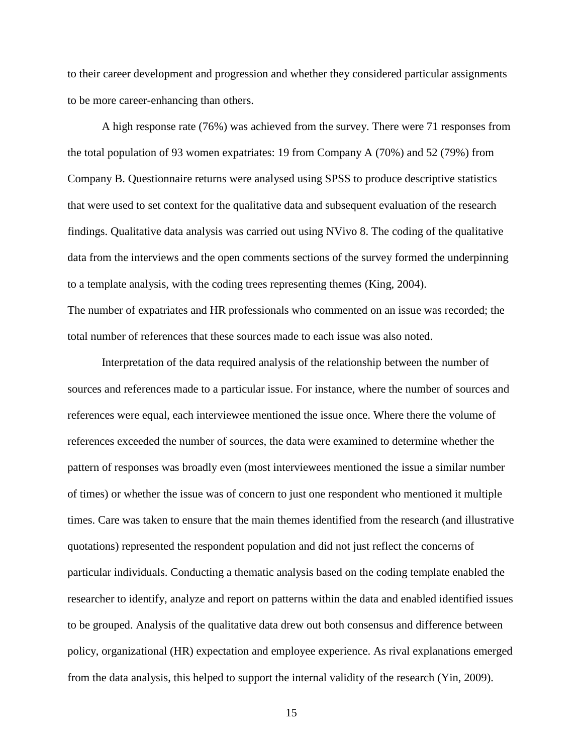to their career development and progression and whether they considered particular assignments to be more career-enhancing than others.

A high response rate (76%) was achieved from the survey. There were 71 responses from the total population of 93 women expatriates: 19 from Company A (70%) and 52 (79%) from Company B. Questionnaire returns were analysed using SPSS to produce descriptive statistics that were used to set context for the qualitative data and subsequent evaluation of the research findings. Qualitative data analysis was carried out using NVivo 8. The coding of the qualitative data from the interviews and the open comments sections of the survey formed the underpinning to a template analysis, with the coding trees representing themes (King, 2004).
The number of expatriates and HR professionals who commented on an issue was recorded; the total number of references that these sources made to each issue was also noted.

Interpretation of the data required analysis of the relationship between the number of sources and references made to a particular issue. For instance, where the number of sources and references were equal, each interviewee mentioned the issue once. Where there the volume of references exceeded the number of sources, the data were examined to determine whether the pattern of responses was broadly even (most interviewees mentioned the issue a similar number of times) or whether the issue was of concern to just one respondent who mentioned it multiple times. Care was taken to ensure that the main themes identified from the research (and illustrative quotations) represented the respondent population and did not just reflect the concerns of particular individuals. Conducting a thematic analysis based on the coding template enabled the researcher to identify, analyze and report on patterns within the data and enabled identified issues to be grouped. Analysis of the qualitative data drew out both consensus and difference between policy, organizational (HR) expectation and employee experience. As rival explanations emerged from the data analysis, this helped to support the internal validity of the research (Yin, 2009).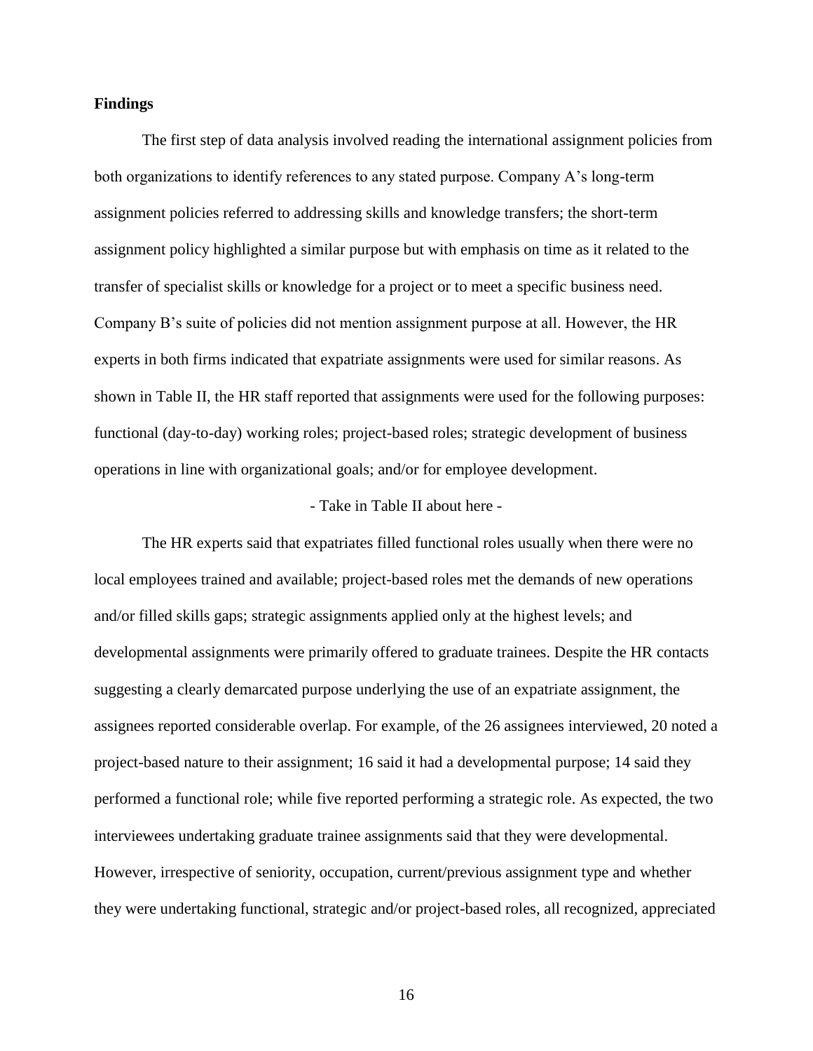**Findings**

The first step of data analysis involved reading the international assignment policies from both organizations to identify references to any stated purpose. Company A's long-term assignment policies referred to addressing skills and knowledge transfers; the short-term assignment policy highlighted a similar purpose but with emphasis on time as it related to the transfer of specialist skills or knowledge for a project or to meet a specific business need. Company B's suite of policies did not mention assignment purpose at all. However, the HR experts in both firms indicated that expatriate assignments were used for similar reasons. As shown in Table II, the HR staff reported that assignments were used for the following purposes: functional (day-to-day) working roles; project-based roles; strategic development of business operations in line with organizational goals; and/or for employee development.

- Take in Table II about here -

The HR experts said that expatriates filled functional roles usually when there were no local employees trained and available; project-based roles met the demands of new operations and/or filled skills gaps; strategic assignments applied only at the highest levels; and developmental assignments were primarily offered to graduate trainees. Despite the HR contacts suggesting a clearly demarcated purpose underlying the use of an expatriate assignment, the assignees reported considerable overlap. For example, of the 26 assignees interviewed, 20 noted a project-based nature to their assignment; 16 said it had a developmental purpose; 14 said they performed a functional role; while five reported performing a strategic role. As expected, the two interviewees undertaking graduate trainee assignments said that they were developmental. However, irrespective of seniority, occupation, current/previous assignment type and whether they were undertaking functional, strategic and/or project-based roles, all recognized, appreciated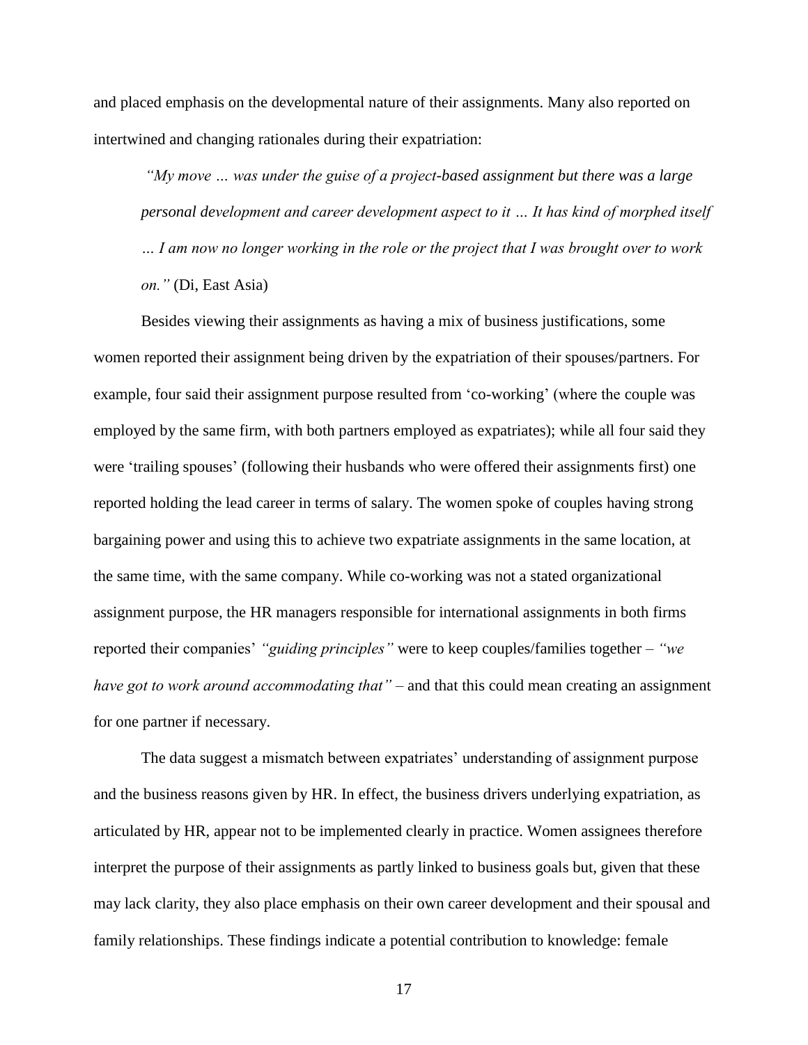and placed emphasis on the developmental nature of their assignments. Many also reported on intertwined and changing rationales during their expatriation:

> *"My move … was under the guise of a project-based assignment but there was a large personal development and career development aspect to it … It has kind of morphed itself … I am now no longer working in the role or the project that I was brought over to work on."* (Di, East Asia)

Besides viewing their assignments as having a mix of business justifications, some women reported their assignment being driven by the expatriation of their spouses/partners. For example, four said their assignment purpose resulted from 'co-working' (where the couple was employed by the same firm, with both partners employed as expatriates); while all four said they were 'trailing spouses' (following their husbands who were offered their assignments first) one reported holding the lead career in terms of salary. The women spoke of couples having strong bargaining power and using this to achieve two expatriate assignments in the same location, at the same time, with the same company. While co-working was not a stated organizational assignment purpose, the HR managers responsible for international assignments in both firms reported their companies' *"guiding principles"* were to keep couples/families together – *"we have got to work around accommodating that"* – and that this could mean creating an assignment for one partner if necessary.

The data suggest a mismatch between expatriates' understanding of assignment purpose and the business reasons given by HR. In effect, the business drivers underlying expatriation, as articulated by HR, appear not to be implemented clearly in practice. Women assignees therefore interpret the purpose of their assignments as partly linked to business goals but, given that these may lack clarity, they also place emphasis on their own career development and their spousal and family relationships. These findings indicate a potential contribution to knowledge: female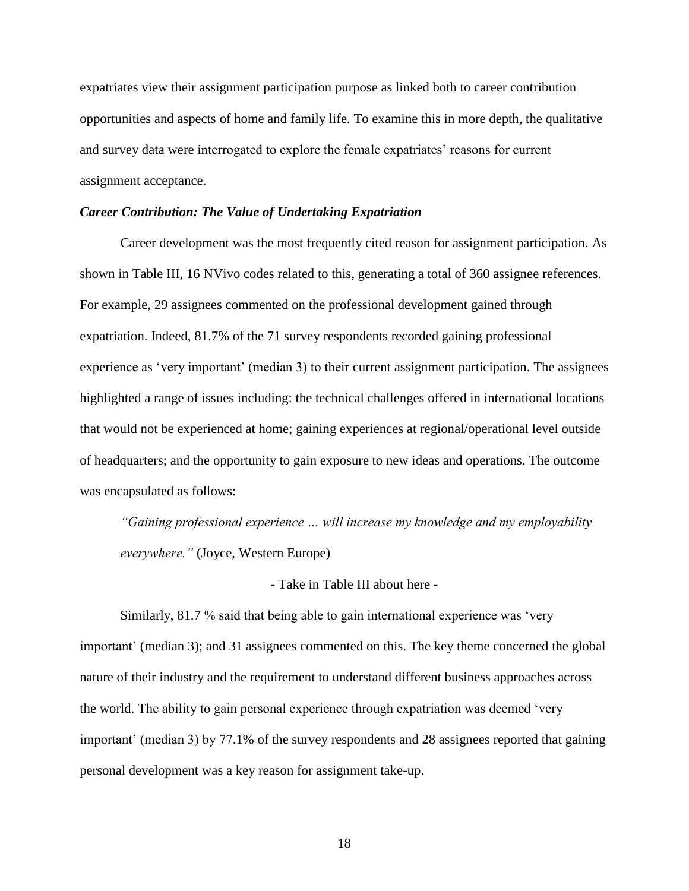expatriates view their assignment participation purpose as linked both to career contribution opportunities and aspects of home and family life. To examine this in more depth, the qualitative and survey data were interrogated to explore the female expatriates' reasons for current assignment acceptance.

### *Career Contribution: The Value of Undertaking Expatriation*

Career development was the most frequently cited reason for assignment participation. As shown in Table III, 16 NVivo codes related to this, generating a total of 360 assignee references. For example, 29 assignees commented on the professional development gained through expatriation. Indeed, 81.7% of the 71 survey respondents recorded gaining professional experience as 'very important' (median 3) to their current assignment participation. The assignees highlighted a range of issues including: the technical challenges offered in international locations that would not be experienced at home; gaining experiences at regional/operational level outside of headquarters; and the opportunity to gain exposure to new ideas and operations. The outcome was encapsulated as follows:

> *"Gaining professional experience … will increase my knowledge and my employability everywhere."* (Joyce, Western Europe)

- Take in Table III about here -

Similarly, 81.7 % said that being able to gain international experience was 'very important' (median 3); and 31 assignees commented on this. The key theme concerned the global nature of their industry and the requirement to understand different business approaches across the world. The ability to gain personal experience through expatriation was deemed 'very important' (median 3) by 77.1% of the survey respondents and 28 assignees reported that gaining personal development was a key reason for assignment take-up.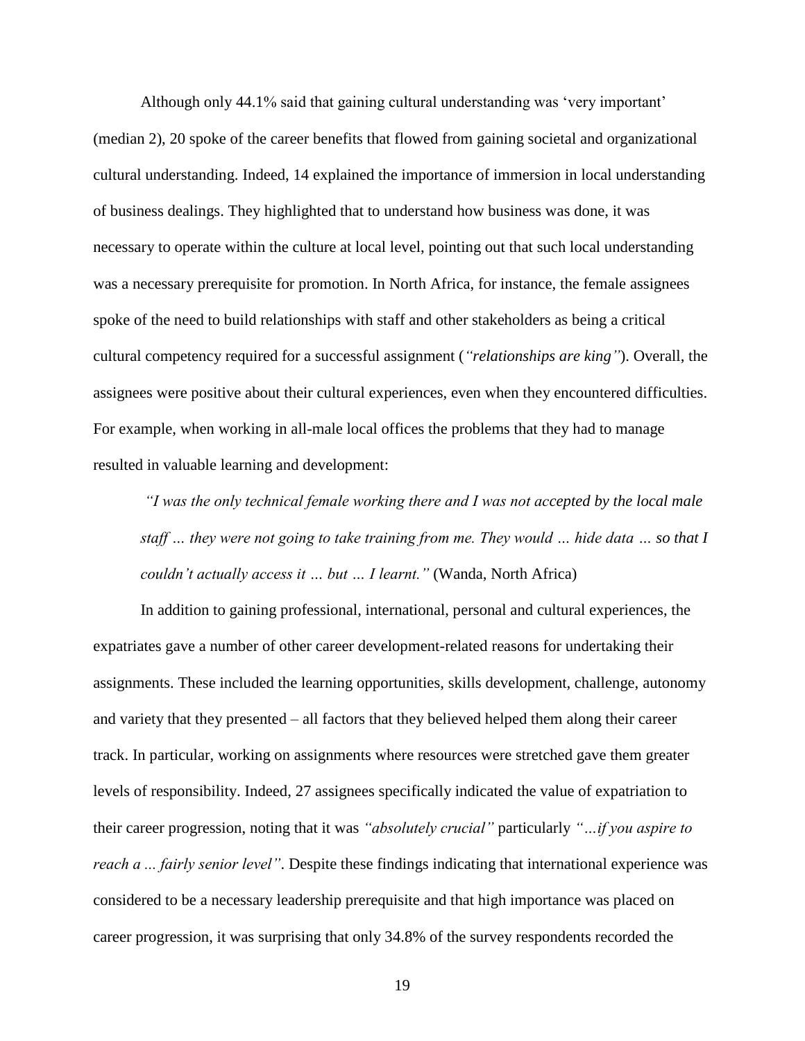Although only 44.1% said that gaining cultural understanding was 'very important' (median 2), 20 spoke of the career benefits that flowed from gaining societal and organizational cultural understanding. Indeed, 14 explained the importance of immersion in local understanding of business dealings. They highlighted that to understand how business was done, it was necessary to operate within the culture at local level, pointing out that such local understanding was a necessary prerequisite for promotion. In North Africa, for instance, the female assignees spoke of the need to build relationships with staff and other stakeholders as being a critical cultural competency required for a successful assignment (*"relationships are king"*). Overall, the assignees were positive about their cultural experiences, even when they encountered difficulties. For example, when working in all-male local offices the problems that they had to manage resulted in valuable learning and development:

> *"I was the only technical female working there and I was not accepted by the local male staff … they were not going to take training from me. They would … hide data … so that I couldn't actually access it … but … I learnt."* (Wanda, North Africa)

In addition to gaining professional, international, personal and cultural experiences, the expatriates gave a number of other career development-related reasons for undertaking their assignments. These included the learning opportunities, skills development, challenge, autonomy and variety that they presented – all factors that they believed helped them along their career track. In particular, working on assignments where resources were stretched gave them greater levels of responsibility. Indeed, 27 assignees specifically indicated the value of expatriation to their career progression, noting that it was *"absolutely crucial"* particularly *"…if you aspire to reach a ... fairly senior level"*. Despite these findings indicating that international experience was considered to be a necessary leadership prerequisite and that high importance was placed on career progression, it was surprising that only 34.8% of the survey respondents recorded the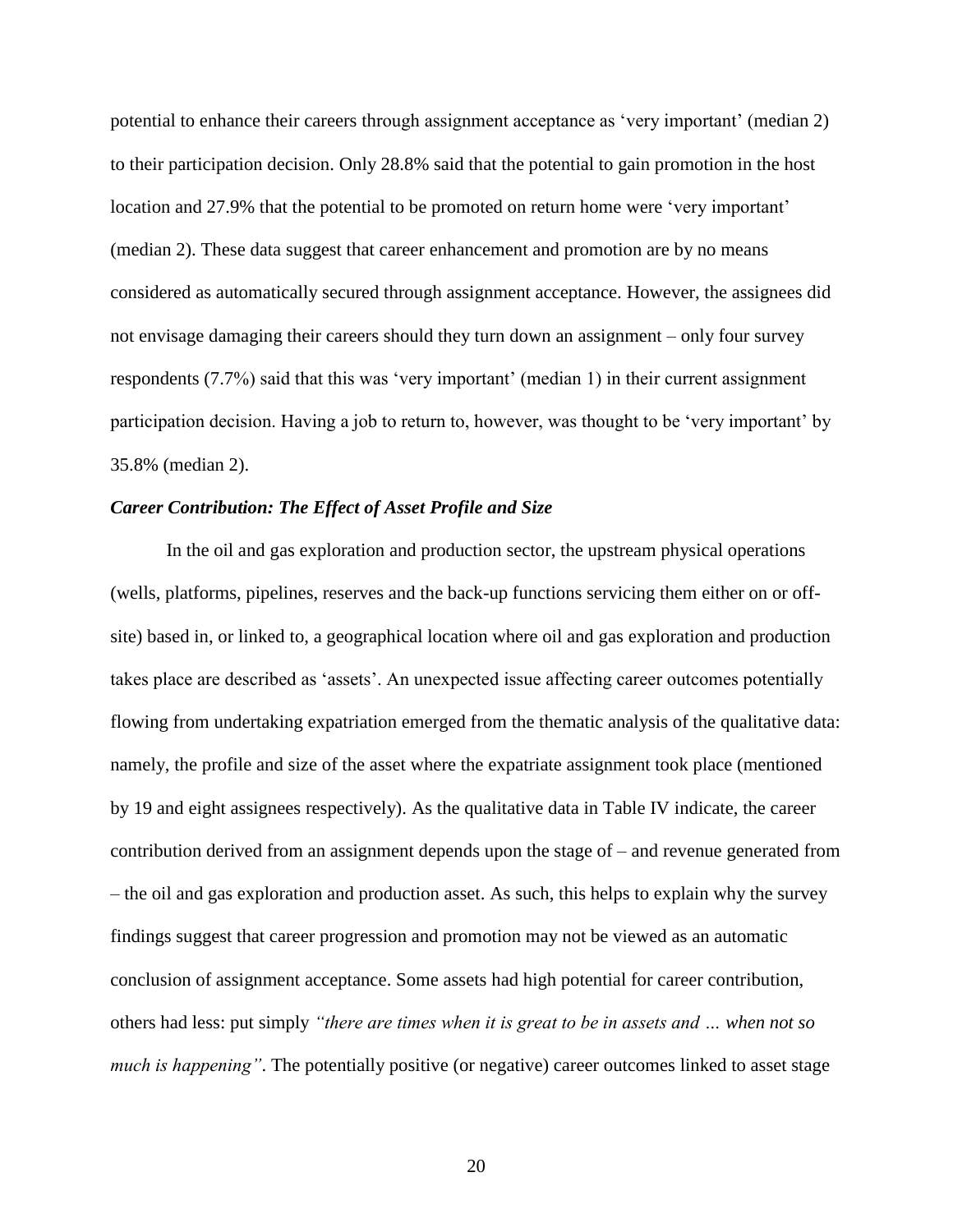potential to enhance their careers through assignment acceptance as 'very important' (median 2) to their participation decision. Only 28.8% said that the potential to gain promotion in the host location and 27.9% that the potential to be promoted on return home were 'very important' (median 2). These data suggest that career enhancement and promotion are by no means considered as automatically secured through assignment acceptance. However, the assignees did not envisage damaging their careers should they turn down an assignment – only four survey respondents (7.7%) said that this was 'very important' (median 1) in their current assignment participation decision. Having a job to return to, however, was thought to be 'very important' by 35.8% (median 2).

### *Career Contribution: The Effect of Asset Profile and Size*

In the oil and gas exploration and production sector, the upstream physical operations (wells, platforms, pipelines, reserves and the back-up functions servicing them either on or off-site) based in, or linked to, a geographical location where oil and gas exploration and production takes place are described as 'assets'. An unexpected issue affecting career outcomes potentially flowing from undertaking expatriation emerged from the thematic analysis of the qualitative data: namely, the profile and size of the asset where the expatriate assignment took place (mentioned by 19 and eight assignees respectively). As the qualitative data in Table IV indicate, the career contribution derived from an assignment depends upon the stage of – and revenue generated from – the oil and gas exploration and production asset. As such, this helps to explain why the survey findings suggest that career progression and promotion may not be viewed as an automatic conclusion of assignment acceptance. Some assets had high potential for career contribution, others had less: put simply *"there are times when it is great to be in assets and … when not so much is happening"*. The potentially positive (or negative) career outcomes linked to asset stage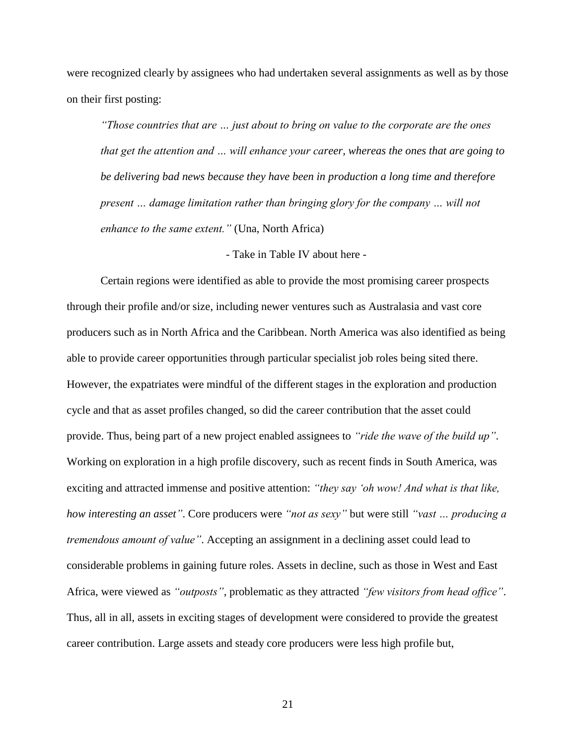were recognized clearly by assignees who had undertaken several assignments as well as by those on their first posting:

> *"Those countries that are … just about to bring on value to the corporate are the ones that get the attention and … will enhance your career, whereas the ones that are going to be delivering bad news because they have been in production a long time and therefore present … damage limitation rather than bringing glory for the company … will not enhance to the same extent."* (Una, North Africa)

- Take in Table IV about here -

Certain regions were identified as able to provide the most promising career prospects through their profile and/or size, including newer ventures such as Australasia and vast core producers such as in North Africa and the Caribbean. North America was also identified as being able to provide career opportunities through particular specialist job roles being sited there. However, the expatriates were mindful of the different stages in the exploration and production cycle and that as asset profiles changed, so did the career contribution that the asset could provide. Thus, being part of a new project enabled assignees to *"ride the wave of the build up"*. Working on exploration in a high profile discovery, such as recent finds in South America, was exciting and attracted immense and positive attention: *"they say 'oh wow! And what is that like, how interesting an asset"*. Core producers were *"not as sexy"* but were still *"vast … producing a tremendous amount of value"*. Accepting an assignment in a declining asset could lead to considerable problems in gaining future roles. Assets in decline, such as those in West and East Africa, were viewed as *"outposts"*, problematic as they attracted *"few visitors from head office"*. Thus, all in all, assets in exciting stages of development were considered to provide the greatest career contribution. Large assets and steady core producers were less high profile but,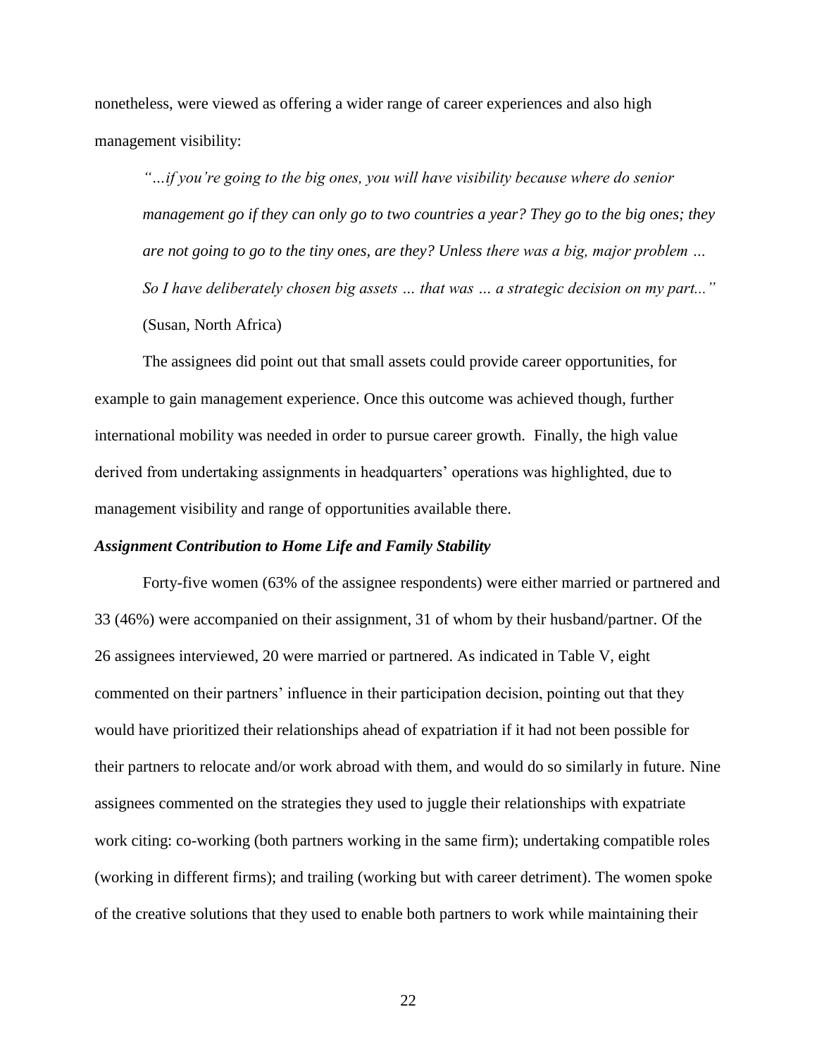nonetheless, were viewed as offering a wider range of career experiences and also high management visibility:

> *"…if you're going to the big ones, you will have visibility because where do senior management go if they can only go to two countries a year? They go to the big ones; they are not going to go to the tiny ones, are they? Unless there was a big, major problem … So I have deliberately chosen big assets … that was … a strategic decision on my part..."* (Susan, North Africa)

The assignees did point out that small assets could provide career opportunities, for example to gain management experience. Once this outcome was achieved though, further international mobility was needed in order to pursue career growth. Finally, the high value derived from undertaking assignments in headquarters' operations was highlighted, due to management visibility and range of opportunities available there.

### *Assignment Contribution to Home Life and Family Stability*

Forty-five women (63% of the assignee respondents) were either married or partnered and 33 (46%) were accompanied on their assignment, 31 of whom by their husband/partner. Of the 26 assignees interviewed, 20 were married or partnered. As indicated in Table V, eight commented on their partners' influence in their participation decision, pointing out that they would have prioritized their relationships ahead of expatriation if it had not been possible for their partners to relocate and/or work abroad with them, and would do so similarly in future. Nine assignees commented on the strategies they used to juggle their relationships with expatriate work citing: co-working (both partners working in the same firm); undertaking compatible roles (working in different firms); and trailing (working but with career detriment). The women spoke of the creative solutions that they used to enable both partners to work while maintaining their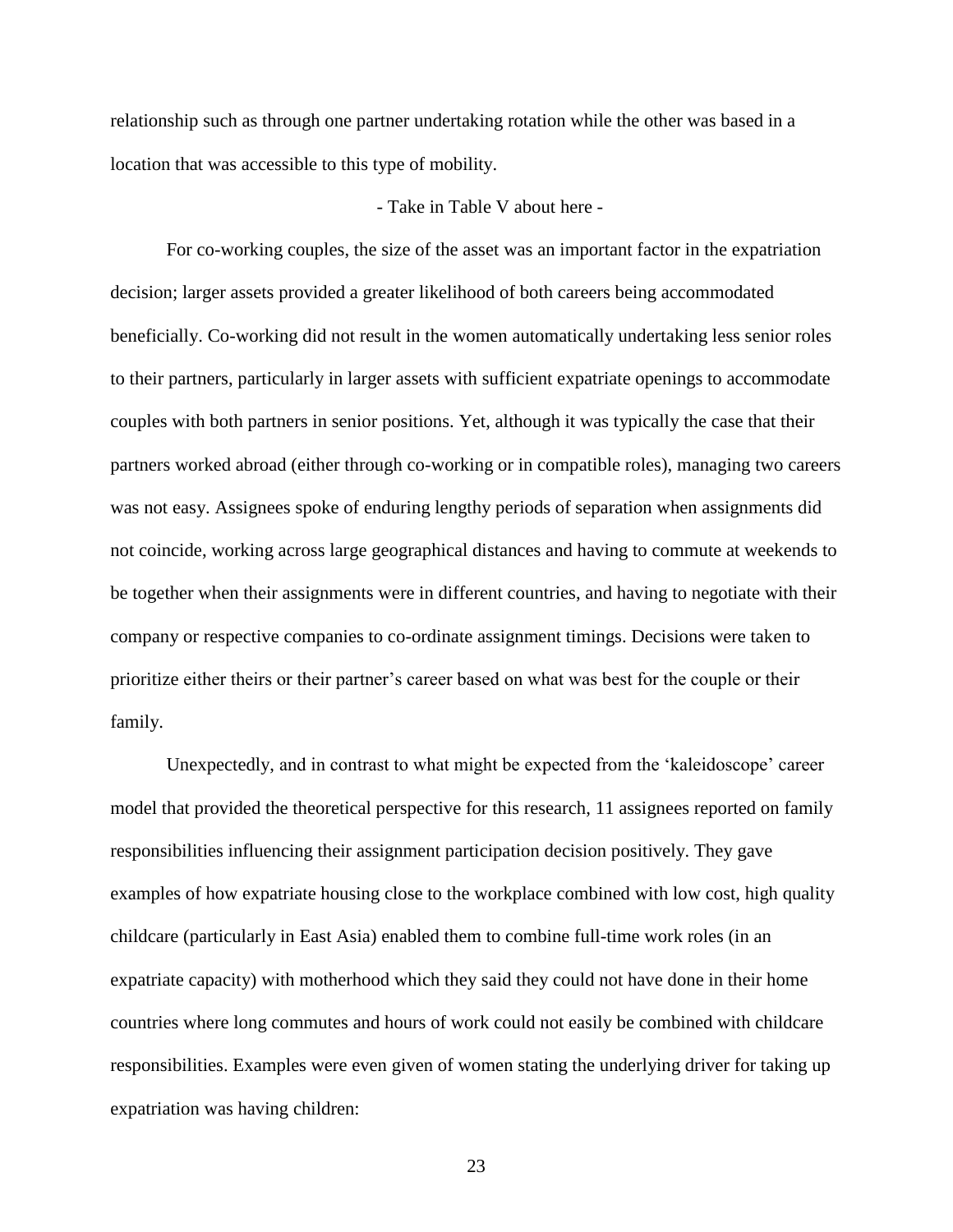relationship such as through one partner undertaking rotation while the other was based in a location that was accessible to this type of mobility.

- Take in Table V about here -

For co-working couples, the size of the asset was an important factor in the expatriation decision; larger assets provided a greater likelihood of both careers being accommodated beneficially. Co-working did not result in the women automatically undertaking less senior roles to their partners, particularly in larger assets with sufficient expatriate openings to accommodate couples with both partners in senior positions. Yet, although it was typically the case that their partners worked abroad (either through co-working or in compatible roles), managing two careers was not easy. Assignees spoke of enduring lengthy periods of separation when assignments did not coincide, working across large geographical distances and having to commute at weekends to be together when their assignments were in different countries, and having to negotiate with their company or respective companies to co-ordinate assignment timings. Decisions were taken to prioritize either theirs or their partner's career based on what was best for the couple or their family.

Unexpectedly, and in contrast to what might be expected from the 'kaleidoscope' career model that provided the theoretical perspective for this research, 11 assignees reported on family responsibilities influencing their assignment participation decision positively. They gave examples of how expatriate housing close to the workplace combined with low cost, high quality childcare (particularly in East Asia) enabled them to combine full-time work roles (in an expatriate capacity) with motherhood which they said they could not have done in their home countries where long commutes and hours of work could not easily be combined with childcare responsibilities. Examples were even given of women stating the underlying driver for taking up expatriation was having children: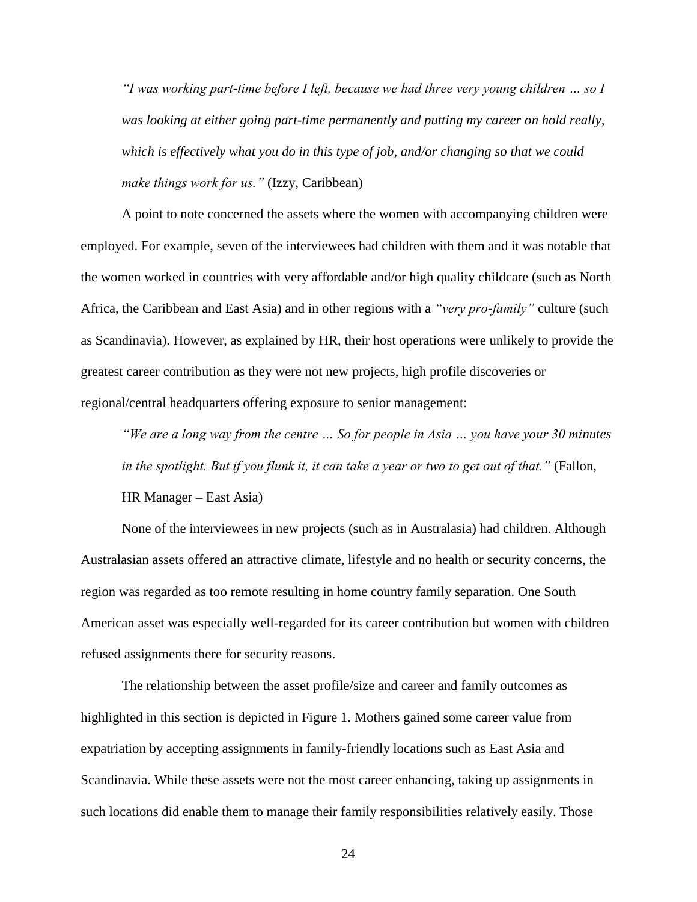> *"I was working part-time before I left, because we had three very young children … so I was looking at either going part-time permanently and putting my career on hold really, which is effectively what you do in this type of job, and/or changing so that we could make things work for us."* (Izzy, Caribbean)

A point to note concerned the assets where the women with accompanying children were employed. For example, seven of the interviewees had children with them and it was notable that the women worked in countries with very affordable and/or high quality childcare (such as North Africa, the Caribbean and East Asia) and in other regions with a *"very pro-family"* culture (such as Scandinavia). However, as explained by HR, their host operations were unlikely to provide the greatest career contribution as they were not new projects, high profile discoveries or regional/central headquarters offering exposure to senior management:

> *"We are a long way from the centre … So for people in Asia … you have your 30 minutes in the spotlight. But if you flunk it, it can take a year or two to get out of that."* (Fallon, HR Manager – East Asia)

None of the interviewees in new projects (such as in Australasia) had children. Although Australasian assets offered an attractive climate, lifestyle and no health or security concerns, the region was regarded as too remote resulting in home country family separation. One South American asset was especially well-regarded for its career contribution but women with children refused assignments there for security reasons.

The relationship between the asset profile/size and career and family outcomes as highlighted in this section is depicted in Figure 1. Mothers gained some career value from expatriation by accepting assignments in family-friendly locations such as East Asia and Scandinavia. While these assets were not the most career enhancing, taking up assignments in such locations did enable them to manage their family responsibilities relatively easily. Those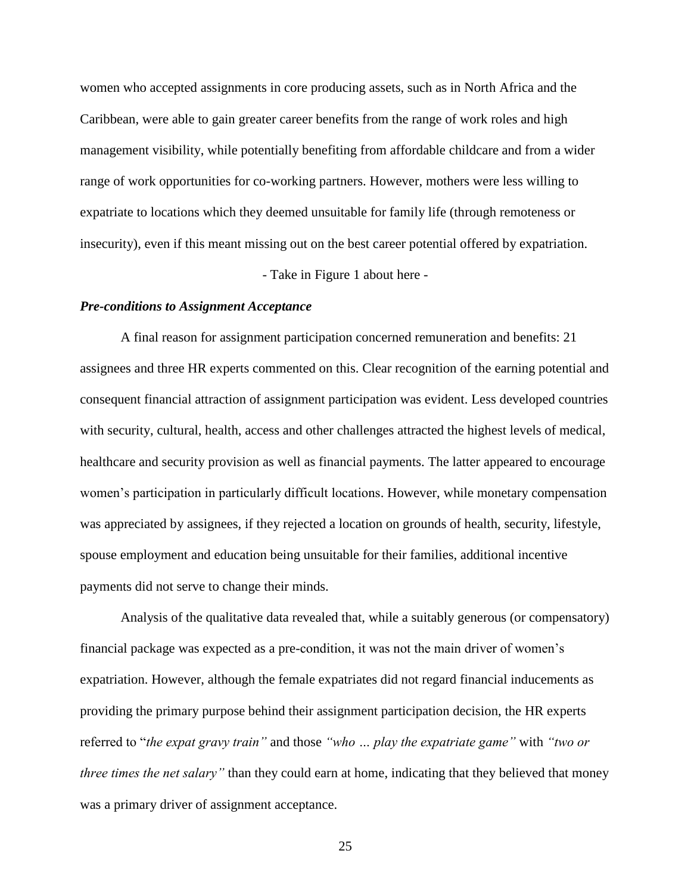women who accepted assignments in core producing assets, such as in North Africa and the Caribbean, were able to gain greater career benefits from the range of work roles and high management visibility, while potentially benefiting from affordable childcare and from a wider range of work opportunities for co-working partners. However, mothers were less willing to expatriate to locations which they deemed unsuitable for family life (through remoteness or insecurity), even if this meant missing out on the best career potential offered by expatriation.

- Take in Figure 1 about here -

***Pre-conditions to Assignment Acceptance***

A final reason for assignment participation concerned remuneration and benefits: 21 assignees and three HR experts commented on this. Clear recognition of the earning potential and consequent financial attraction of assignment participation was evident. Less developed countries with security, cultural, health, access and other challenges attracted the highest levels of medical, healthcare and security provision as well as financial payments. The latter appeared to encourage women's participation in particularly difficult locations. However, while monetary compensation was appreciated by assignees, if they rejected a location on grounds of health, security, lifestyle, spouse employment and education being unsuitable for their families, additional incentive payments did not serve to change their minds.

Analysis of the qualitative data revealed that, while a suitably generous (or compensatory) financial package was expected as a pre-condition, it was not the main driver of women's expatriation. However, although the female expatriates did not regard financial inducements as providing the primary purpose behind their assignment participation decision, the HR experts referred to "*the expat gravy train"* and those *"who … play the expatriate game"* with *"two or three times the net salary"* than they could earn at home, indicating that they believed that money was a primary driver of assignment acceptance.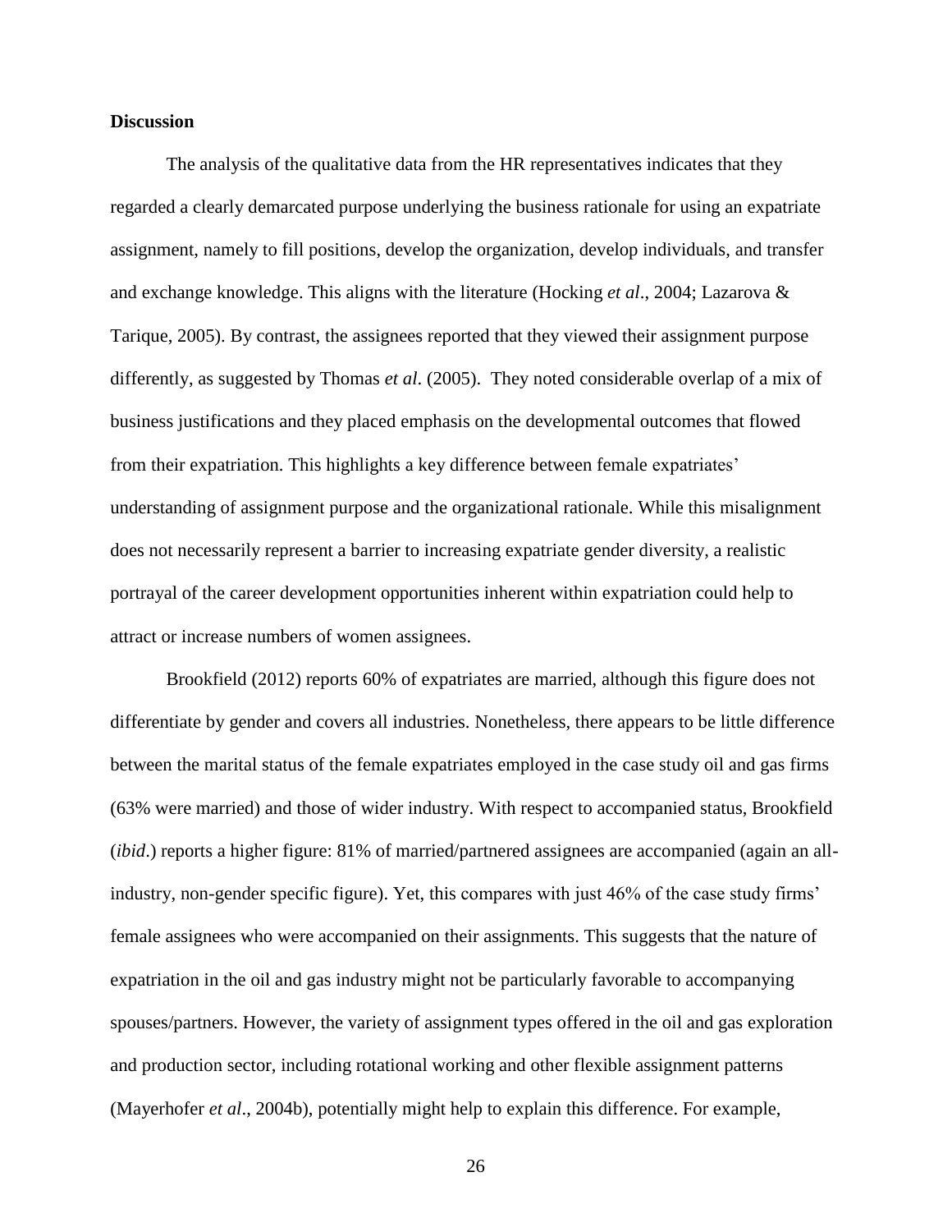**Discussion**

The analysis of the qualitative data from the HR representatives indicates that they regarded a clearly demarcated purpose underlying the business rationale for using an expatriate assignment, namely to fill positions, develop the organization, develop individuals, and transfer and exchange knowledge. This aligns with the literature (Hocking *et al*., 2004; Lazarova & Tarique, 2005). By contrast, the assignees reported that they viewed their assignment purpose differently, as suggested by Thomas *et al*. (2005). They noted considerable overlap of a mix of business justifications and they placed emphasis on the developmental outcomes that flowed from their expatriation. This highlights a key difference between female expatriates' understanding of assignment purpose and the organizational rationale. While this misalignment does not necessarily represent a barrier to increasing expatriate gender diversity, a realistic portrayal of the career development opportunities inherent within expatriation could help to attract or increase numbers of women assignees.

Brookfield (2012) reports 60% of expatriates are married, although this figure does not differentiate by gender and covers all industries. Nonetheless, there appears to be little difference between the marital status of the female expatriates employed in the case study oil and gas firms (63% were married) and those of wider industry. With respect to accompanied status, Brookfield (*ibid*.) reports a higher figure: 81% of married/partnered assignees are accompanied (again an all-industry, non-gender specific figure). Yet, this compares with just 46% of the case study firms' female assignees who were accompanied on their assignments. This suggests that the nature of expatriation in the oil and gas industry might not be particularly favorable to accompanying spouses/partners. However, the variety of assignment types offered in the oil and gas exploration and production sector, including rotational working and other flexible assignment patterns (Mayerhofer *et al*., 2004b), potentially might help to explain this difference. For example,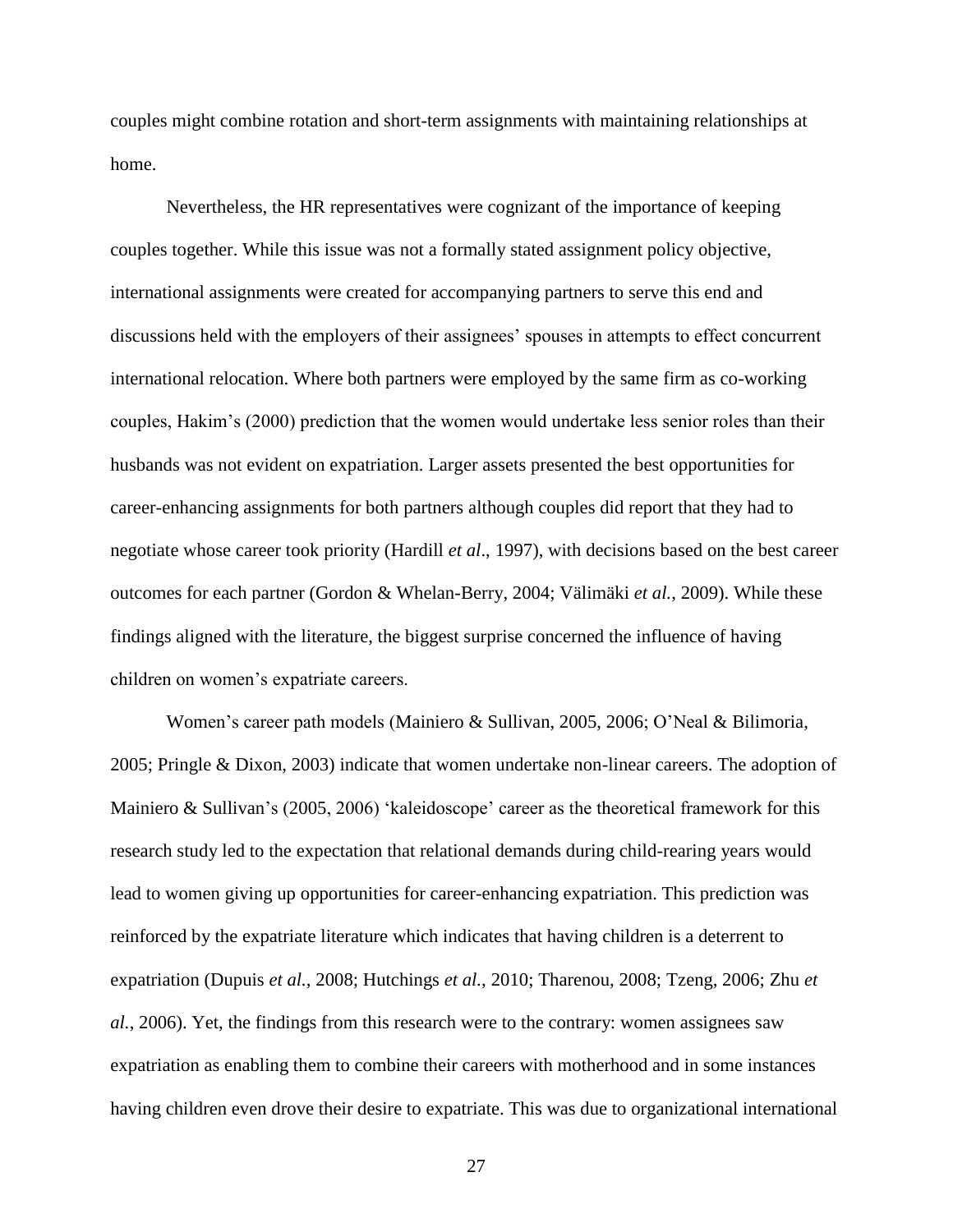couples might combine rotation and short-term assignments with maintaining relationships at home.

Nevertheless, the HR representatives were cognizant of the importance of keeping couples together. While this issue was not a formally stated assignment policy objective, international assignments were created for accompanying partners to serve this end and discussions held with the employers of their assignees' spouses in attempts to effect concurrent international relocation. Where both partners were employed by the same firm as co-working couples, Hakim's (2000) prediction that the women would undertake less senior roles than their husbands was not evident on expatriation. Larger assets presented the best opportunities for career-enhancing assignments for both partners although couples did report that they had to negotiate whose career took priority (Hardill *et al*., 1997), with decisions based on the best career outcomes for each partner (Gordon & Whelan-Berry, 2004; Välimäki *et al.*, 2009). While these findings aligned with the literature, the biggest surprise concerned the influence of having children on women's expatriate careers.

Women's career path models (Mainiero & Sullivan, 2005, 2006; O'Neal & Bilimoria, 2005; Pringle & Dixon, 2003) indicate that women undertake non-linear careers. The adoption of Mainiero & Sullivan's (2005, 2006) 'kaleidoscope' career as the theoretical framework for this research study led to the expectation that relational demands during child-rearing years would lead to women giving up opportunities for career-enhancing expatriation. This prediction was reinforced by the expatriate literature which indicates that having children is a deterrent to expatriation (Dupuis *et al.,* 2008; Hutchings *et al.,* 2010; Tharenou, 2008; Tzeng, 2006; Zhu *et al.*, 2006). Yet, the findings from this research were to the contrary: women assignees saw expatriation as enabling them to combine their careers with motherhood and in some instances having children even drove their desire to expatriate. This was due to organizational international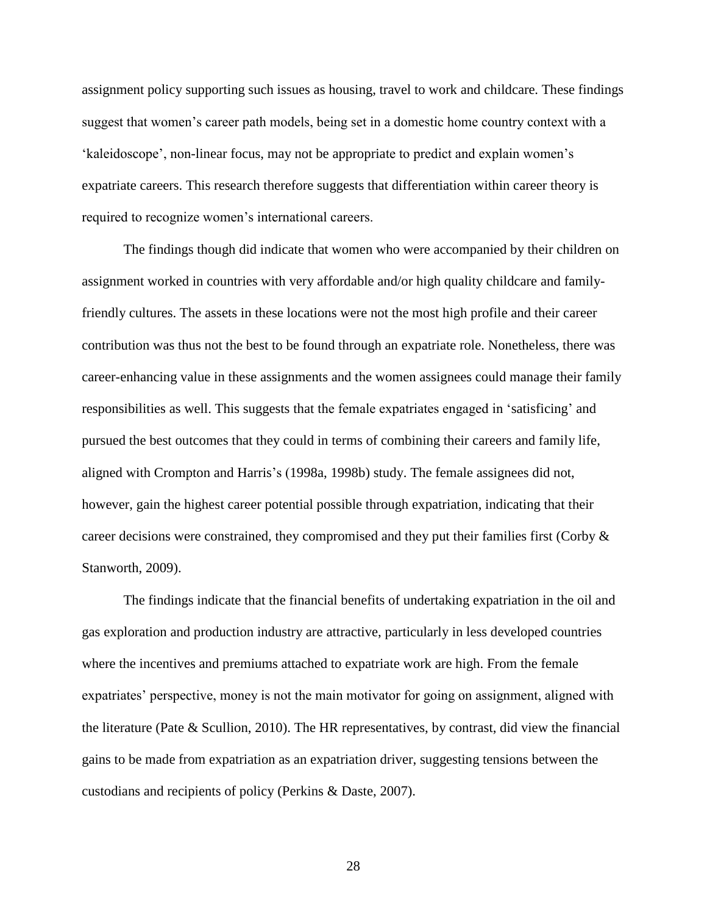assignment policy supporting such issues as housing, travel to work and childcare. These findings suggest that women's career path models, being set in a domestic home country context with a 'kaleidoscope', non-linear focus, may not be appropriate to predict and explain women's expatriate careers. This research therefore suggests that differentiation within career theory is required to recognize women's international careers.

The findings though did indicate that women who were accompanied by their children on assignment worked in countries with very affordable and/or high quality childcare and family-friendly cultures. The assets in these locations were not the most high profile and their career contribution was thus not the best to be found through an expatriate role. Nonetheless, there was career-enhancing value in these assignments and the women assignees could manage their family responsibilities as well. This suggests that the female expatriates engaged in 'satisficing' and pursued the best outcomes that they could in terms of combining their careers and family life, aligned with Crompton and Harris's (1998a, 1998b) study. The female assignees did not, however, gain the highest career potential possible through expatriation, indicating that their career decisions were constrained, they compromised and they put their families first (Corby & Stanworth, 2009).

The findings indicate that the financial benefits of undertaking expatriation in the oil and gas exploration and production industry are attractive, particularly in less developed countries where the incentives and premiums attached to expatriate work are high. From the female expatriates' perspective, money is not the main motivator for going on assignment, aligned with the literature (Pate & Scullion, 2010). The HR representatives, by contrast, did view the financial gains to be made from expatriation as an expatriation driver, suggesting tensions between the custodians and recipients of policy (Perkins & Daste, 2007).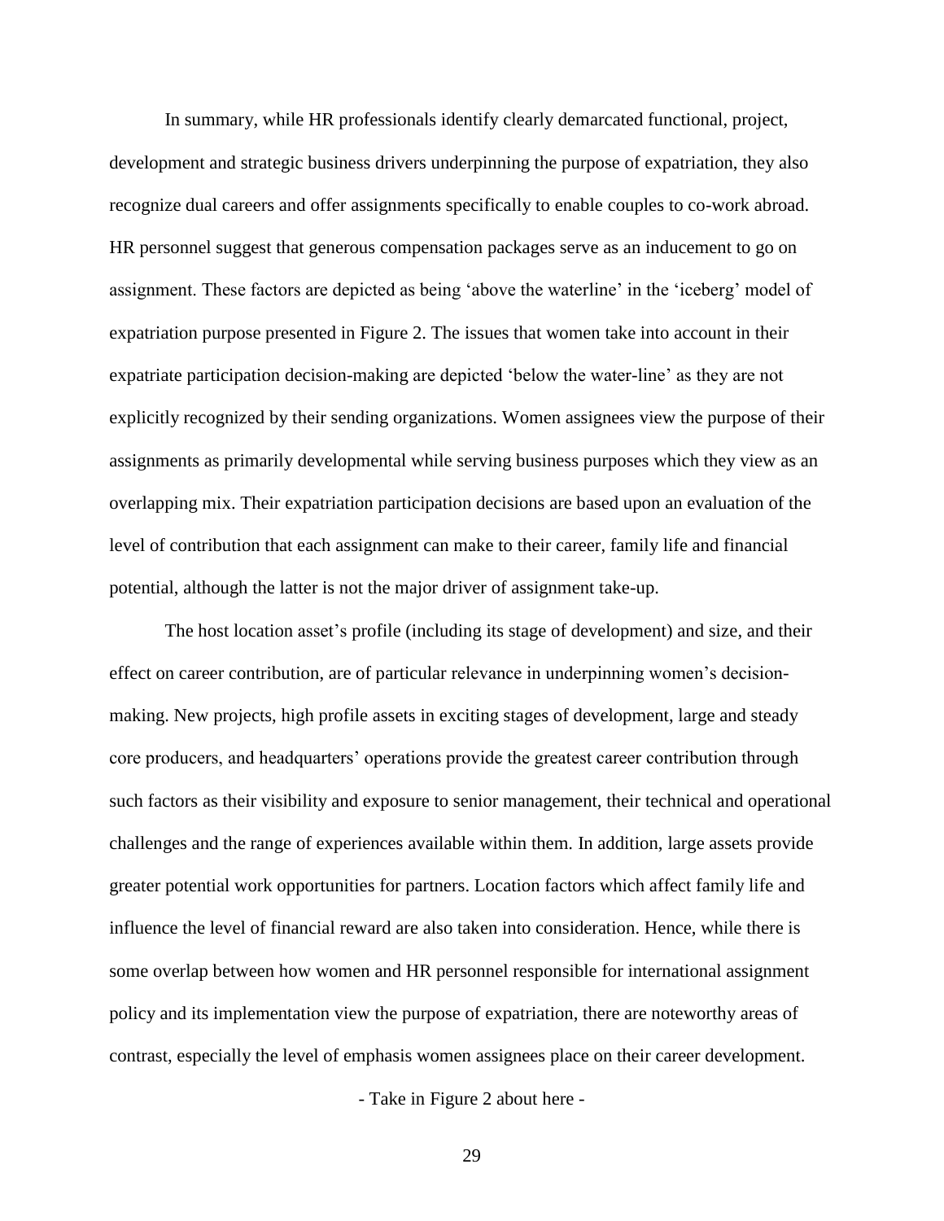In summary, while HR professionals identify clearly demarcated functional, project, development and strategic business drivers underpinning the purpose of expatriation, they also recognize dual careers and offer assignments specifically to enable couples to co-work abroad. HR personnel suggest that generous compensation packages serve as an inducement to go on assignment. These factors are depicted as being 'above the waterline' in the 'iceberg' model of expatriation purpose presented in Figure 2. The issues that women take into account in their expatriate participation decision-making are depicted 'below the water-line' as they are not explicitly recognized by their sending organizations. Women assignees view the purpose of their assignments as primarily developmental while serving business purposes which they view as an overlapping mix. Their expatriation participation decisions are based upon an evaluation of the level of contribution that each assignment can make to their career, family life and financial potential, although the latter is not the major driver of assignment take-up.

The host location asset's profile (including its stage of development) and size, and their effect on career contribution, are of particular relevance in underpinning women's decision-making. New projects, high profile assets in exciting stages of development, large and steady core producers, and headquarters' operations provide the greatest career contribution through such factors as their visibility and exposure to senior management, their technical and operational challenges and the range of experiences available within them. In addition, large assets provide greater potential work opportunities for partners. Location factors which affect family life and influence the level of financial reward are also taken into consideration. Hence, while there is some overlap between how women and HR personnel responsible for international assignment policy and its implementation view the purpose of expatriation, there are noteworthy areas of contrast, especially the level of emphasis women assignees place on their career development.

- Take in Figure 2 about here -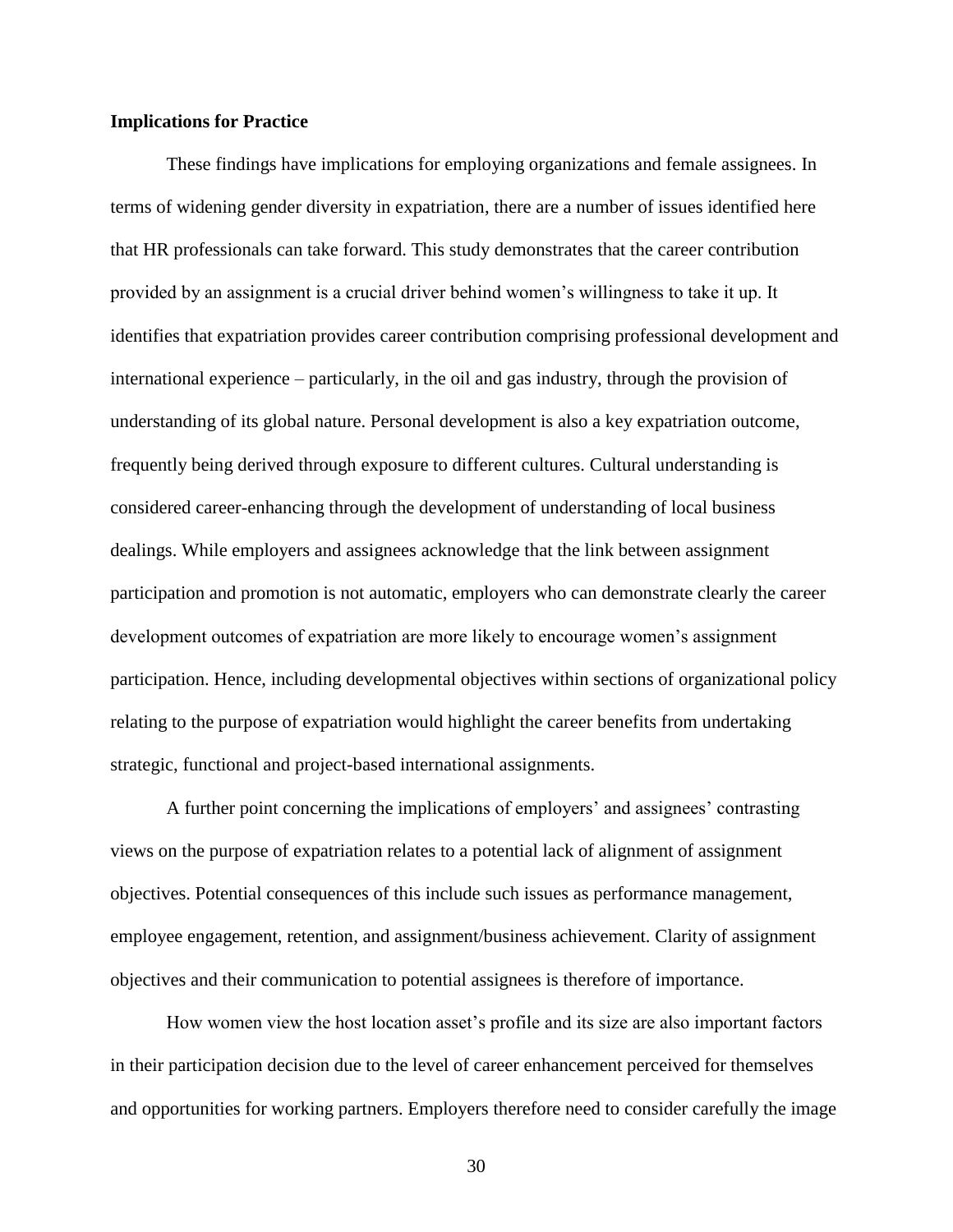### Implications for Practice

These findings have implications for employing organizations and female assignees. In terms of widening gender diversity in expatriation, there are a number of issues identified here that HR professionals can take forward. This study demonstrates that the career contribution provided by an assignment is a crucial driver behind women's willingness to take it up. It identifies that expatriation provides career contribution comprising professional development and international experience – particularly, in the oil and gas industry, through the provision of understanding of its global nature. Personal development is also a key expatriation outcome, frequently being derived through exposure to different cultures. Cultural understanding is considered career-enhancing through the development of understanding of local business dealings. While employers and assignees acknowledge that the link between assignment participation and promotion is not automatic, employers who can demonstrate clearly the career development outcomes of expatriation are more likely to encourage women's assignment participation. Hence, including developmental objectives within sections of organizational policy relating to the purpose of expatriation would highlight the career benefits from undertaking strategic, functional and project-based international assignments.

A further point concerning the implications of employers' and assignees' contrasting views on the purpose of expatriation relates to a potential lack of alignment of assignment objectives. Potential consequences of this include such issues as performance management, employee engagement, retention, and assignment/business achievement. Clarity of assignment objectives and their communication to potential assignees is therefore of importance.

How women view the host location asset's profile and its size are also important factors in their participation decision due to the level of career enhancement perceived for themselves and opportunities for working partners. Employers therefore need to consider carefully the image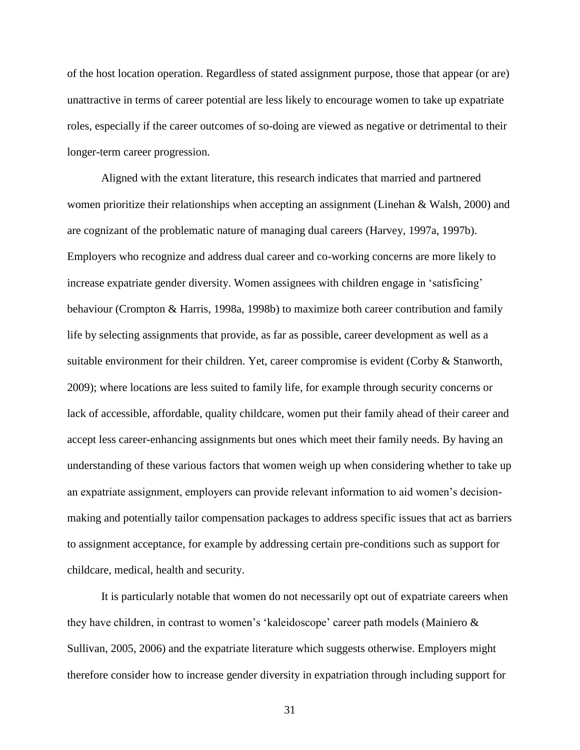of the host location operation. Regardless of stated assignment purpose, those that appear (or are) unattractive in terms of career potential are less likely to encourage women to take up expatriate roles, especially if the career outcomes of so-doing are viewed as negative or detrimental to their longer-term career progression.

Aligned with the extant literature, this research indicates that married and partnered women prioritize their relationships when accepting an assignment (Linehan & Walsh, 2000) and are cognizant of the problematic nature of managing dual careers (Harvey, 1997a, 1997b). Employers who recognize and address dual career and co-working concerns are more likely to increase expatriate gender diversity. Women assignees with children engage in 'satisficing' behaviour (Crompton & Harris, 1998a, 1998b) to maximize both career contribution and family life by selecting assignments that provide, as far as possible, career development as well as a suitable environment for their children. Yet, career compromise is evident (Corby & Stanworth, 2009); where locations are less suited to family life, for example through security concerns or lack of accessible, affordable, quality childcare, women put their family ahead of their career and accept less career-enhancing assignments but ones which meet their family needs. By having an understanding of these various factors that women weigh up when considering whether to take up an expatriate assignment, employers can provide relevant information to aid women's decision-making and potentially tailor compensation packages to address specific issues that act as barriers to assignment acceptance, for example by addressing certain pre-conditions such as support for childcare, medical, health and security.

It is particularly notable that women do not necessarily opt out of expatriate careers when they have children, in contrast to women's 'kaleidoscope' career path models (Mainiero & Sullivan, 2005, 2006) and the expatriate literature which suggests otherwise. Employers might therefore consider how to increase gender diversity in expatriation through including support for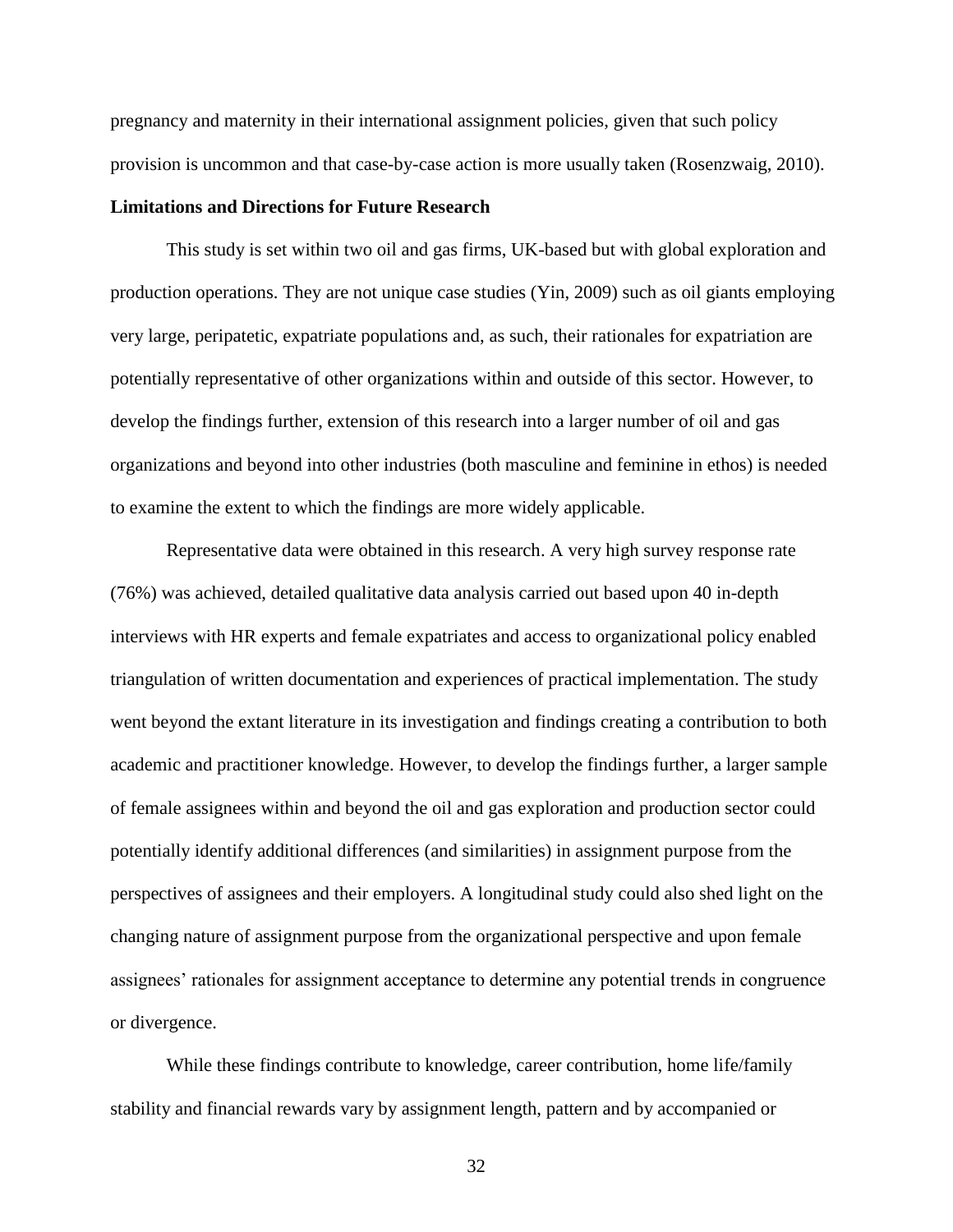pregnancy and maternity in their international assignment policies, given that such policy provision is uncommon and that case-by-case action is more usually taken (Rosenzwaig, 2010).

**Limitations and Directions for Future Research**

This study is set within two oil and gas firms, UK-based but with global exploration and production operations. They are not unique case studies (Yin, 2009) such as oil giants employing very large, peripatetic, expatriate populations and, as such, their rationales for expatriation are potentially representative of other organizations within and outside of this sector. However, to develop the findings further, extension of this research into a larger number of oil and gas organizations and beyond into other industries (both masculine and feminine in ethos) is needed to examine the extent to which the findings are more widely applicable.

Representative data were obtained in this research. A very high survey response rate (76%) was achieved, detailed qualitative data analysis carried out based upon 40 in-depth interviews with HR experts and female expatriates and access to organizational policy enabled triangulation of written documentation and experiences of practical implementation. The study went beyond the extant literature in its investigation and findings creating a contribution to both academic and practitioner knowledge. However, to develop the findings further, a larger sample of female assignees within and beyond the oil and gas exploration and production sector could potentially identify additional differences (and similarities) in assignment purpose from the perspectives of assignees and their employers. A longitudinal study could also shed light on the changing nature of assignment purpose from the organizational perspective and upon female assignees' rationales for assignment acceptance to determine any potential trends in congruence or divergence.

While these findings contribute to knowledge, career contribution, home life/family stability and financial rewards vary by assignment length, pattern and by accompanied or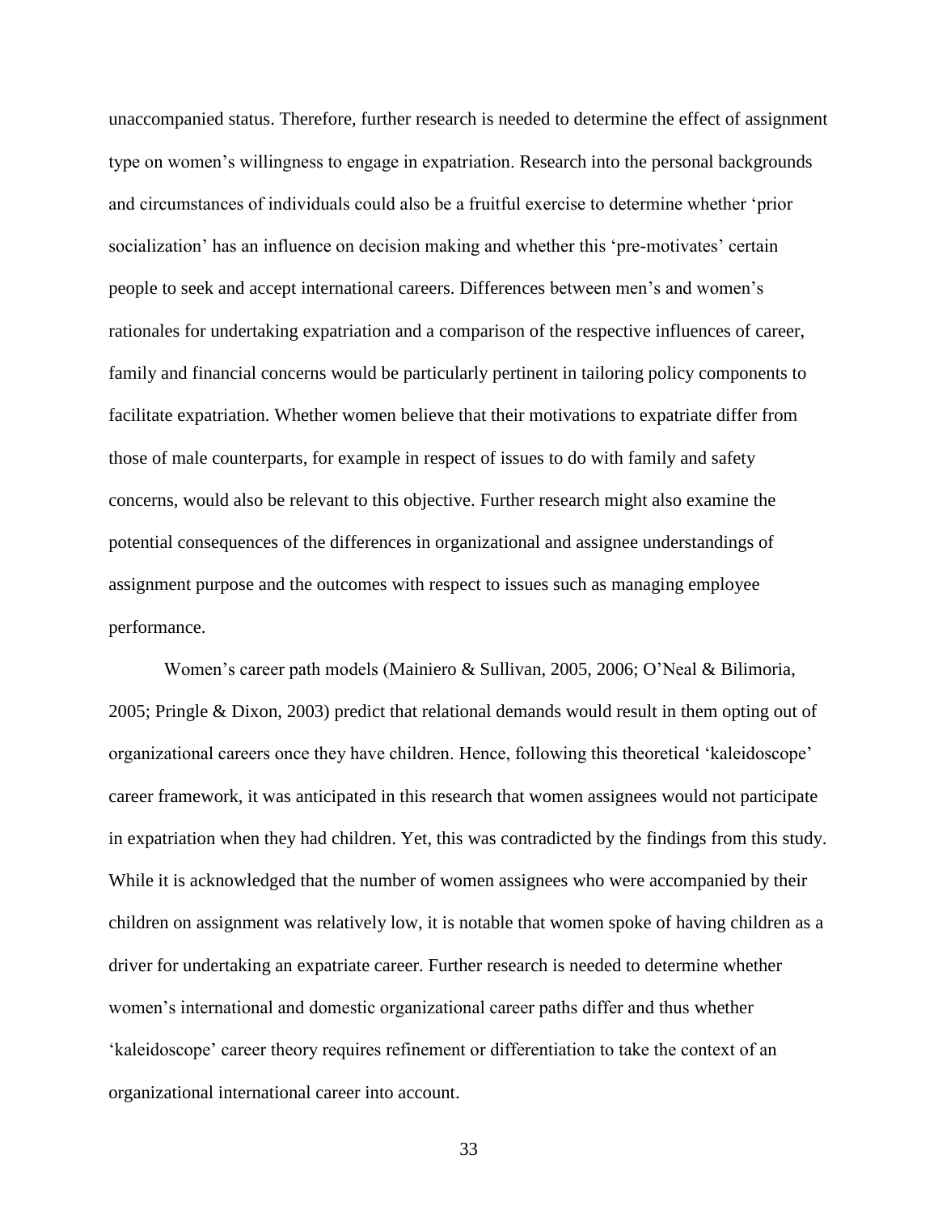unaccompanied status. Therefore, further research is needed to determine the effect of assignment type on women's willingness to engage in expatriation. Research into the personal backgrounds and circumstances of individuals could also be a fruitful exercise to determine whether 'prior socialization' has an influence on decision making and whether this 'pre-motivates' certain people to seek and accept international careers. Differences between men's and women's rationales for undertaking expatriation and a comparison of the respective influences of career, family and financial concerns would be particularly pertinent in tailoring policy components to facilitate expatriation. Whether women believe that their motivations to expatriate differ from those of male counterparts, for example in respect of issues to do with family and safety concerns, would also be relevant to this objective. Further research might also examine the potential consequences of the differences in organizational and assignee understandings of assignment purpose and the outcomes with respect to issues such as managing employee performance.

Women's career path models (Mainiero & Sullivan, 2005, 2006; O'Neal & Bilimoria, 2005; Pringle & Dixon, 2003) predict that relational demands would result in them opting out of organizational careers once they have children. Hence, following this theoretical 'kaleidoscope' career framework, it was anticipated in this research that women assignees would not participate in expatriation when they had children. Yet, this was contradicted by the findings from this study. While it is acknowledged that the number of women assignees who were accompanied by their children on assignment was relatively low, it is notable that women spoke of having children as a driver for undertaking an expatriate career. Further research is needed to determine whether women's international and domestic organizational career paths differ and thus whether 'kaleidoscope' career theory requires refinement or differentiation to take the context of an organizational international career into account.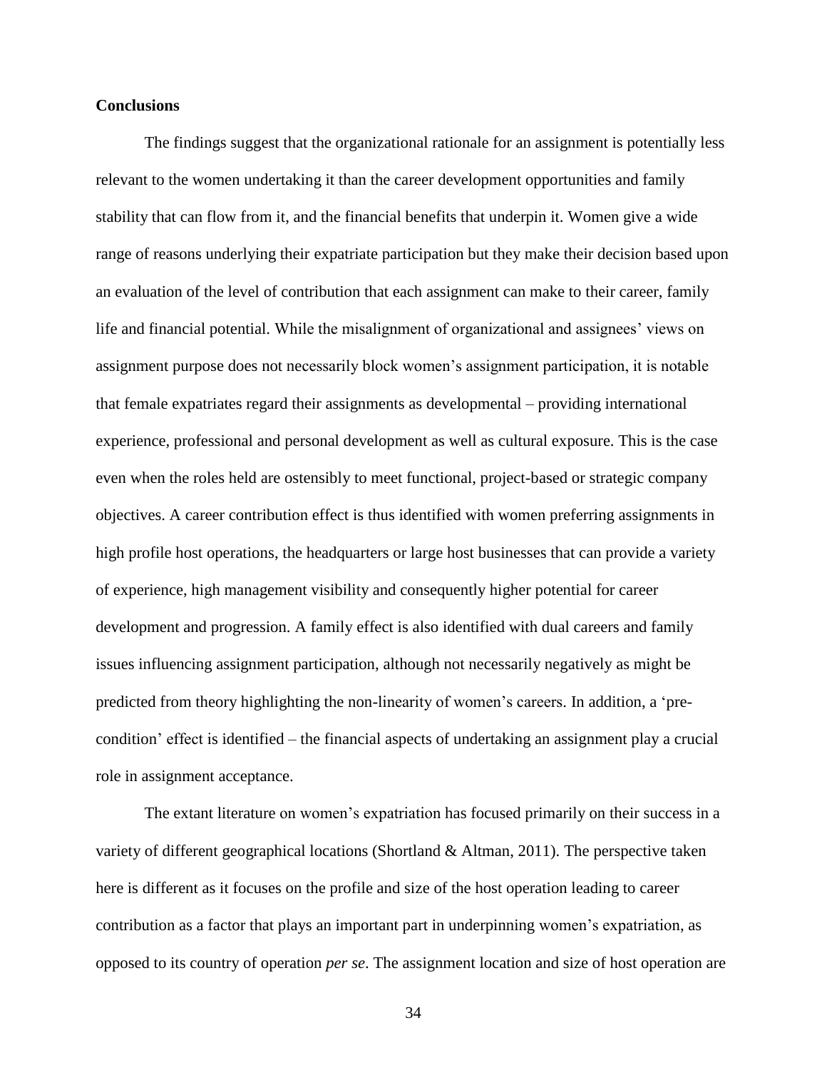**Conclusions**

The findings suggest that the organizational rationale for an assignment is potentially less relevant to the women undertaking it than the career development opportunities and family stability that can flow from it, and the financial benefits that underpin it. Women give a wide range of reasons underlying their expatriate participation but they make their decision based upon an evaluation of the level of contribution that each assignment can make to their career, family life and financial potential. While the misalignment of organizational and assignees' views on assignment purpose does not necessarily block women's assignment participation, it is notable that female expatriates regard their assignments as developmental – providing international experience, professional and personal development as well as cultural exposure. This is the case even when the roles held are ostensibly to meet functional, project-based or strategic company objectives. A career contribution effect is thus identified with women preferring assignments in high profile host operations, the headquarters or large host businesses that can provide a variety of experience, high management visibility and consequently higher potential for career development and progression. A family effect is also identified with dual careers and family issues influencing assignment participation, although not necessarily negatively as might be predicted from theory highlighting the non-linearity of women's careers. In addition, a 'pre-condition' effect is identified – the financial aspects of undertaking an assignment play a crucial role in assignment acceptance.

The extant literature on women's expatriation has focused primarily on their success in a variety of different geographical locations (Shortland & Altman, 2011). The perspective taken here is different as it focuses on the profile and size of the host operation leading to career contribution as a factor that plays an important part in underpinning women's expatriation, as opposed to its country of operation *per se*. The assignment location and size of host operation are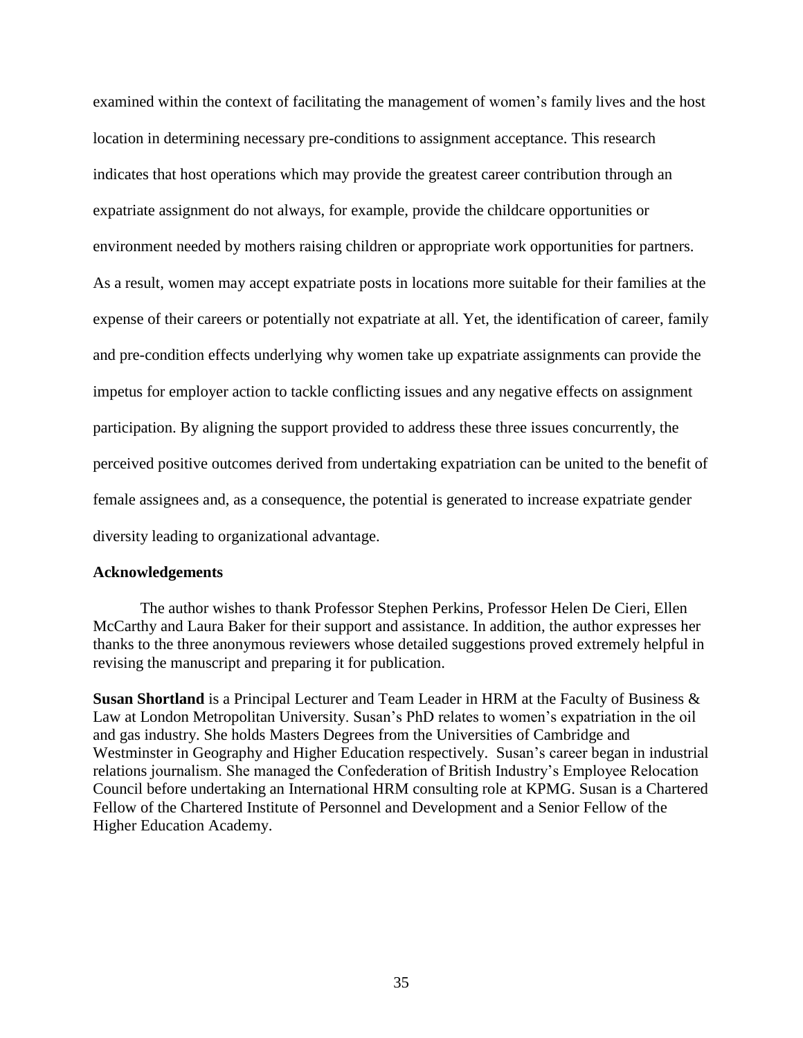examined within the context of facilitating the management of women's family lives and the host location in determining necessary pre-conditions to assignment acceptance. This research indicates that host operations which may provide the greatest career contribution through an expatriate assignment do not always, for example, provide the childcare opportunities or environment needed by mothers raising children or appropriate work opportunities for partners. As a result, women may accept expatriate posts in locations more suitable for their families at the expense of their careers or potentially not expatriate at all. Yet, the identification of career, family and pre-condition effects underlying why women take up expatriate assignments can provide the impetus for employer action to tackle conflicting issues and any negative effects on assignment participation. By aligning the support provided to address these three issues concurrently, the perceived positive outcomes derived from undertaking expatriation can be united to the benefit of female assignees and, as a consequence, the potential is generated to increase expatriate gender diversity leading to organizational advantage.

## Acknowledgements

The author wishes to thank Professor Stephen Perkins, Professor Helen De Cieri, Ellen McCarthy and Laura Baker for their support and assistance. In addition, the author expresses her thanks to the three anonymous reviewers whose detailed suggestions proved extremely helpful in revising the manuscript and preparing it for publication.

**Susan Shortland** is a Principal Lecturer and Team Leader in HRM at the Faculty of Business & Law at London Metropolitan University. Susan's PhD relates to women's expatriation in the oil and gas industry. She holds Masters Degrees from the Universities of Cambridge and Westminster in Geography and Higher Education respectively. Susan's career began in industrial relations journalism. She managed the Confederation of British Industry's Employee Relocation Council before undertaking an International HRM consulting role at KPMG. Susan is a Chartered Fellow of the Chartered Institute of Personnel and Development and a Senior Fellow of the Higher Education Academy.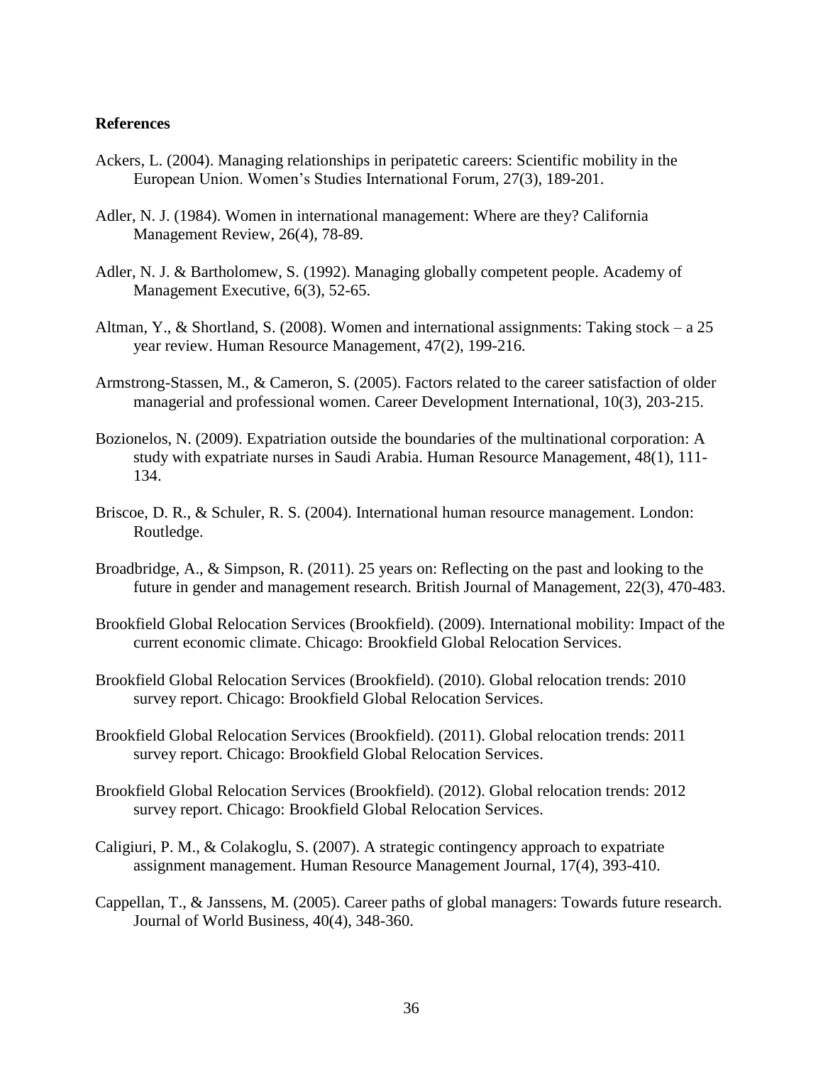**References**

Ackers, L. (2004). Managing relationships in peripatetic careers: Scientific mobility in the European Union. Women's Studies International Forum, 27(3), 189-201.

Adler, N. J. (1984). Women in international management: Where are they? California Management Review, 26(4), 78-89.

Adler, N. J. & Bartholomew, S. (1992). Managing globally competent people. Academy of Management Executive, 6(3), 52-65.

Altman, Y., & Shortland, S. (2008). Women and international assignments: Taking stock – a 25 year review. Human Resource Management, 47(2), 199-216.

Armstrong-Stassen, M., & Cameron, S. (2005). Factors related to the career satisfaction of older managerial and professional women. Career Development International, 10(3), 203-215.

Bozionelos, N. (2009). Expatriation outside the boundaries of the multinational corporation: A study with expatriate nurses in Saudi Arabia. Human Resource Management, 48(1), 111-134.

Briscoe, D. R., & Schuler, R. S. (2004). International human resource management. London: Routledge.

Broadbridge, A., & Simpson, R. (2011). 25 years on: Reflecting on the past and looking to the future in gender and management research. British Journal of Management, 22(3), 470-483.

Brookfield Global Relocation Services (Brookfield). (2009). International mobility: Impact of the current economic climate. Chicago: Brookfield Global Relocation Services.

Brookfield Global Relocation Services (Brookfield). (2010). Global relocation trends: 2010 survey report. Chicago: Brookfield Global Relocation Services.

Brookfield Global Relocation Services (Brookfield). (2011). Global relocation trends: 2011 survey report. Chicago: Brookfield Global Relocation Services.

Brookfield Global Relocation Services (Brookfield). (2012). Global relocation trends: 2012 survey report. Chicago: Brookfield Global Relocation Services.

Caligiuri, P. M., & Colakoglu, S. (2007). A strategic contingency approach to expatriate assignment management. Human Resource Management Journal, 17(4), 393-410.

Cappellan, T., & Janssens, M. (2005). Career paths of global managers: Towards future research. Journal of World Business, 40(4), 348-360.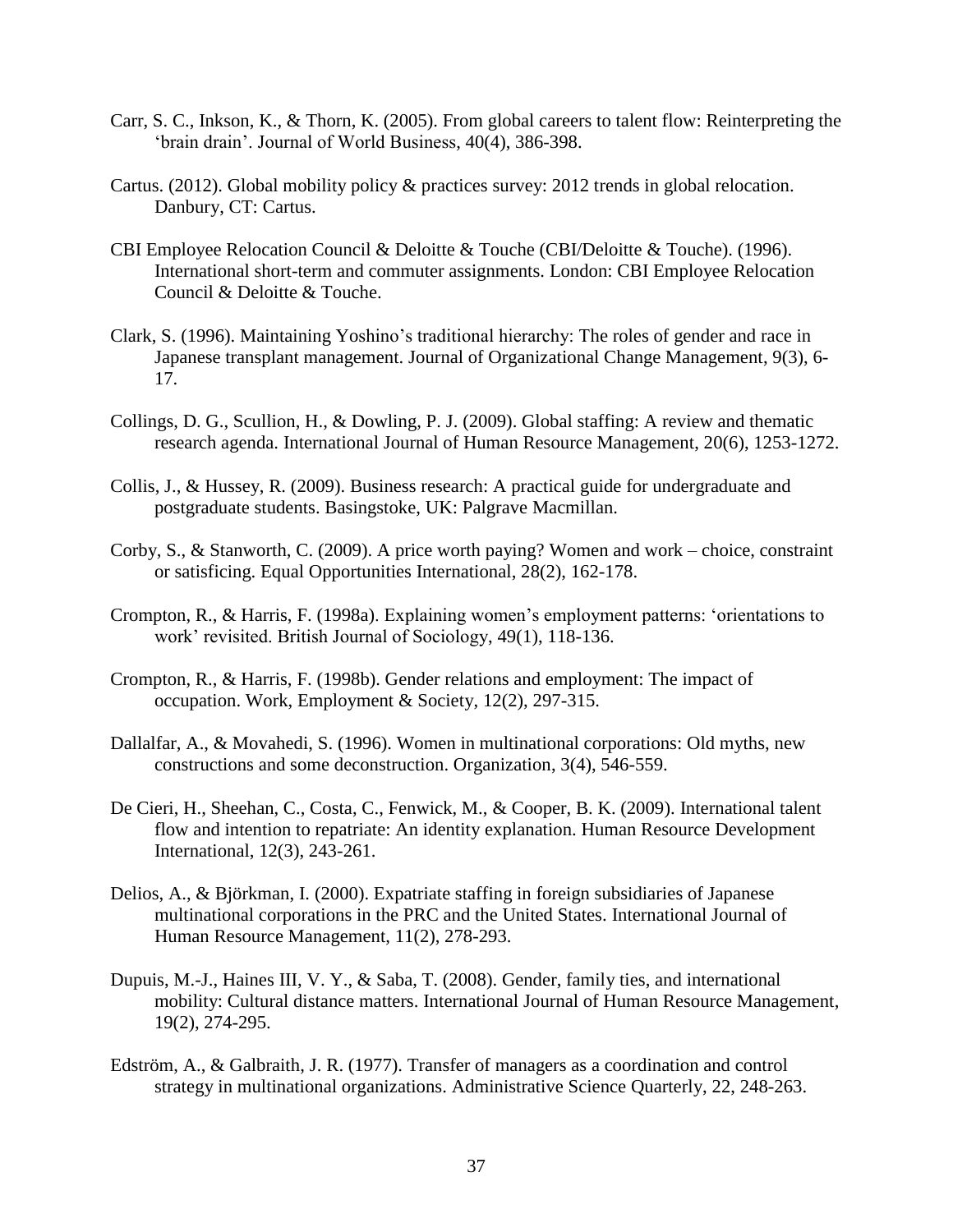Carr, S. C., Inkson, K., & Thorn, K. (2005). From global careers to talent flow: Reinterpreting the 'brain drain'. Journal of World Business, 40(4), 386-398.

Cartus. (2012). Global mobility policy & practices survey: 2012 trends in global relocation. Danbury, CT: Cartus.

CBI Employee Relocation Council & Deloitte & Touche (CBI/Deloitte & Touche). (1996). International short-term and commuter assignments. London: CBI Employee Relocation Council & Deloitte & Touche.

Clark, S. (1996). Maintaining Yoshino's traditional hierarchy: The roles of gender and race in Japanese transplant management. Journal of Organizational Change Management, 9(3), 6-17.

Collings, D. G., Scullion, H., & Dowling, P. J. (2009). Global staffing: A review and thematic research agenda. International Journal of Human Resource Management, 20(6), 1253-1272.

Collis, J., & Hussey, R. (2009). Business research: A practical guide for undergraduate and postgraduate students. Basingstoke, UK: Palgrave Macmillan.

Corby, S., & Stanworth, C. (2009). A price worth paying? Women and work – choice, constraint or satisficing. Equal Opportunities International, 28(2), 162-178.

Crompton, R., & Harris, F. (1998a). Explaining women's employment patterns: 'orientations to work' revisited. British Journal of Sociology, 49(1), 118-136.

Crompton, R., & Harris, F. (1998b). Gender relations and employment: The impact of occupation. Work, Employment & Society, 12(2), 297-315.

Dallalfar, A., & Movahedi, S. (1996). Women in multinational corporations: Old myths, new constructions and some deconstruction. Organization, 3(4), 546-559.

De Cieri, H., Sheehan, C., Costa, C., Fenwick, M., & Cooper, B. K. (2009). International talent flow and intention to repatriate: An identity explanation. Human Resource Development International, 12(3), 243-261.

Delios, A., & Björkman, I. (2000). Expatriate staffing in foreign subsidiaries of Japanese multinational corporations in the PRC and the United States. International Journal of Human Resource Management, 11(2), 278-293.

Dupuis, M.-J., Haines III, V. Y., & Saba, T. (2008). Gender, family ties, and international mobility: Cultural distance matters. International Journal of Human Resource Management, 19(2), 274-295.

Edström, A., & Galbraith, J. R. (1977). Transfer of managers as a coordination and control strategy in multinational organizations. Administrative Science Quarterly, 22, 248-263.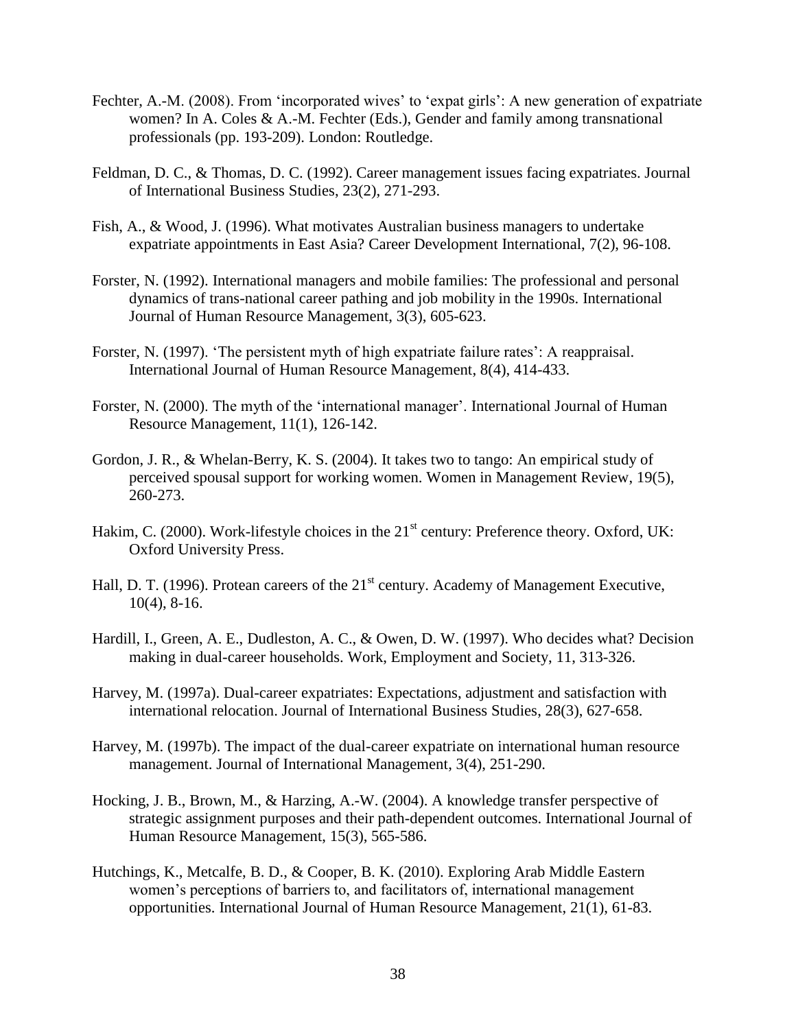Fechter, A.-M. (2008). From 'incorporated wives' to 'expat girls': A new generation of expatriate women? In A. Coles & A.-M. Fechter (Eds.), Gender and family among transnational professionals (pp. 193-209). London: Routledge.

Feldman, D. C., & Thomas, D. C. (1992). Career management issues facing expatriates. Journal of International Business Studies, 23(2), 271-293.

Fish, A., & Wood, J. (1996). What motivates Australian business managers to undertake expatriate appointments in East Asia? Career Development International, 7(2), 96-108.

Forster, N. (1992). International managers and mobile families: The professional and personal dynamics of trans-national career pathing and job mobility in the 1990s. International Journal of Human Resource Management, 3(3), 605-623.

Forster, N. (1997). 'The persistent myth of high expatriate failure rates': A reappraisal. International Journal of Human Resource Management, 8(4), 414-433.

Forster, N. (2000). The myth of the 'international manager'. International Journal of Human Resource Management, 11(1), 126-142.

Gordon, J. R., & Whelan-Berry, K. S. (2004). It takes two to tango: An empirical study of perceived spousal support for working women. Women in Management Review, 19(5), 260-273.

Hakim, C. (2000). Work-lifestyle choices in the 21st century: Preference theory. Oxford, UK: Oxford University Press.

Hall, D. T. (1996). Protean careers of the 21st century. Academy of Management Executive, 10(4), 8-16.

Hardill, I., Green, A. E., Dudleston, A. C., & Owen, D. W. (1997). Who decides what? Decision making in dual-career households. Work, Employment and Society, 11, 313-326.

Harvey, M. (1997a). Dual-career expatriates: Expectations, adjustment and satisfaction with international relocation. Journal of International Business Studies, 28(3), 627-658.

Harvey, M. (1997b). The impact of the dual-career expatriate on international human resource management. Journal of International Management, 3(4), 251-290.

Hocking, J. B., Brown, M., & Harzing, A.-W. (2004). A knowledge transfer perspective of strategic assignment purposes and their path-dependent outcomes. International Journal of Human Resource Management, 15(3), 565-586.

Hutchings, K., Metcalfe, B. D., & Cooper, B. K. (2010). Exploring Arab Middle Eastern women's perceptions of barriers to, and facilitators of, international management opportunities. International Journal of Human Resource Management, 21(1), 61-83.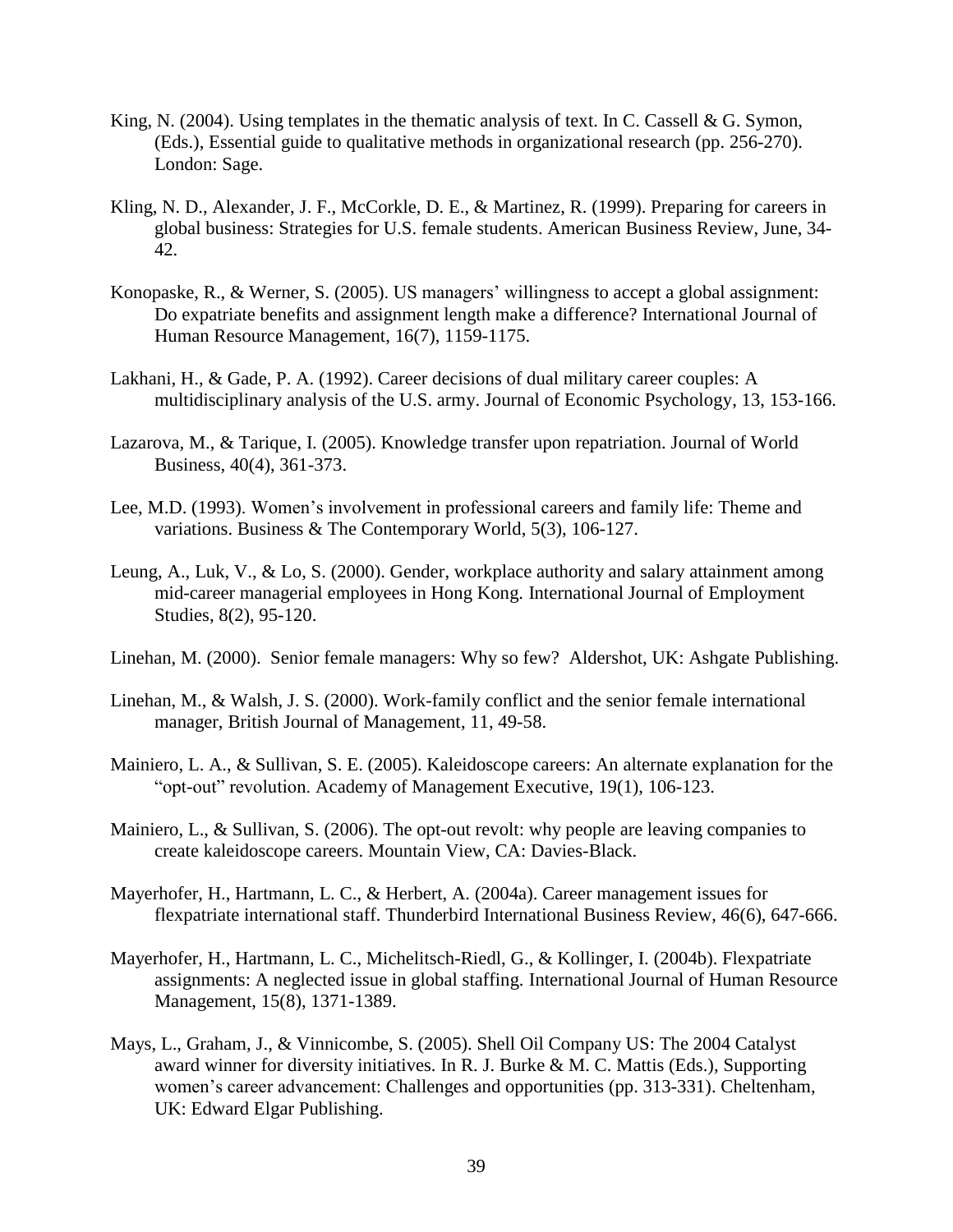King, N. (2004). Using templates in the thematic analysis of text. In C. Cassell & G. Symon, (Eds.), Essential guide to qualitative methods in organizational research (pp. 256-270). London: Sage.

Kling, N. D., Alexander, J. F., McCorkle, D. E., & Martinez, R. (1999). Preparing for careers in global business: Strategies for U.S. female students. American Business Review, June, 34-42.

Konopaske, R., & Werner, S. (2005). US managers' willingness to accept a global assignment: Do expatriate benefits and assignment length make a difference? International Journal of Human Resource Management, 16(7), 1159-1175.

Lakhani, H., & Gade, P. A. (1992). Career decisions of dual military career couples: A multidisciplinary analysis of the U.S. army. Journal of Economic Psychology, 13, 153-166.

Lazarova, M., & Tarique, I. (2005). Knowledge transfer upon repatriation. Journal of World Business, 40(4), 361-373.

Lee, M.D. (1993). Women's involvement in professional careers and family life: Theme and variations. Business & The Contemporary World, 5(3), 106-127.

Leung, A., Luk, V., & Lo, S. (2000). Gender, workplace authority and salary attainment among mid-career managerial employees in Hong Kong. International Journal of Employment Studies, 8(2), 95-120.

Linehan, M. (2000). Senior female managers: Why so few? Aldershot, UK: Ashgate Publishing.

Linehan, M., & Walsh, J. S. (2000). Work-family conflict and the senior female international manager, British Journal of Management, 11, 49-58.

Mainiero, L. A., & Sullivan, S. E. (2005). Kaleidoscope careers: An alternate explanation for the "opt-out" revolution. Academy of Management Executive, 19(1), 106-123.

Mainiero, L., & Sullivan, S. (2006). The opt-out revolt: why people are leaving companies to create kaleidoscope careers. Mountain View, CA: Davies-Black.

Mayerhofer, H., Hartmann, L. C., & Herbert, A. (2004a). Career management issues for flexpatriate international staff. Thunderbird International Business Review, 46(6), 647-666.

Mayerhofer, H., Hartmann, L. C., Michelitsch-Riedl, G., & Kollinger, I. (2004b). Flexpatriate assignments: A neglected issue in global staffing. International Journal of Human Resource Management, 15(8), 1371-1389.

Mays, L., Graham, J., & Vinnicombe, S. (2005). Shell Oil Company US: The 2004 Catalyst award winner for diversity initiatives. In R. J. Burke & M. C. Mattis (Eds.), Supporting women's career advancement: Challenges and opportunities (pp. 313-331). Cheltenham, UK: Edward Elgar Publishing.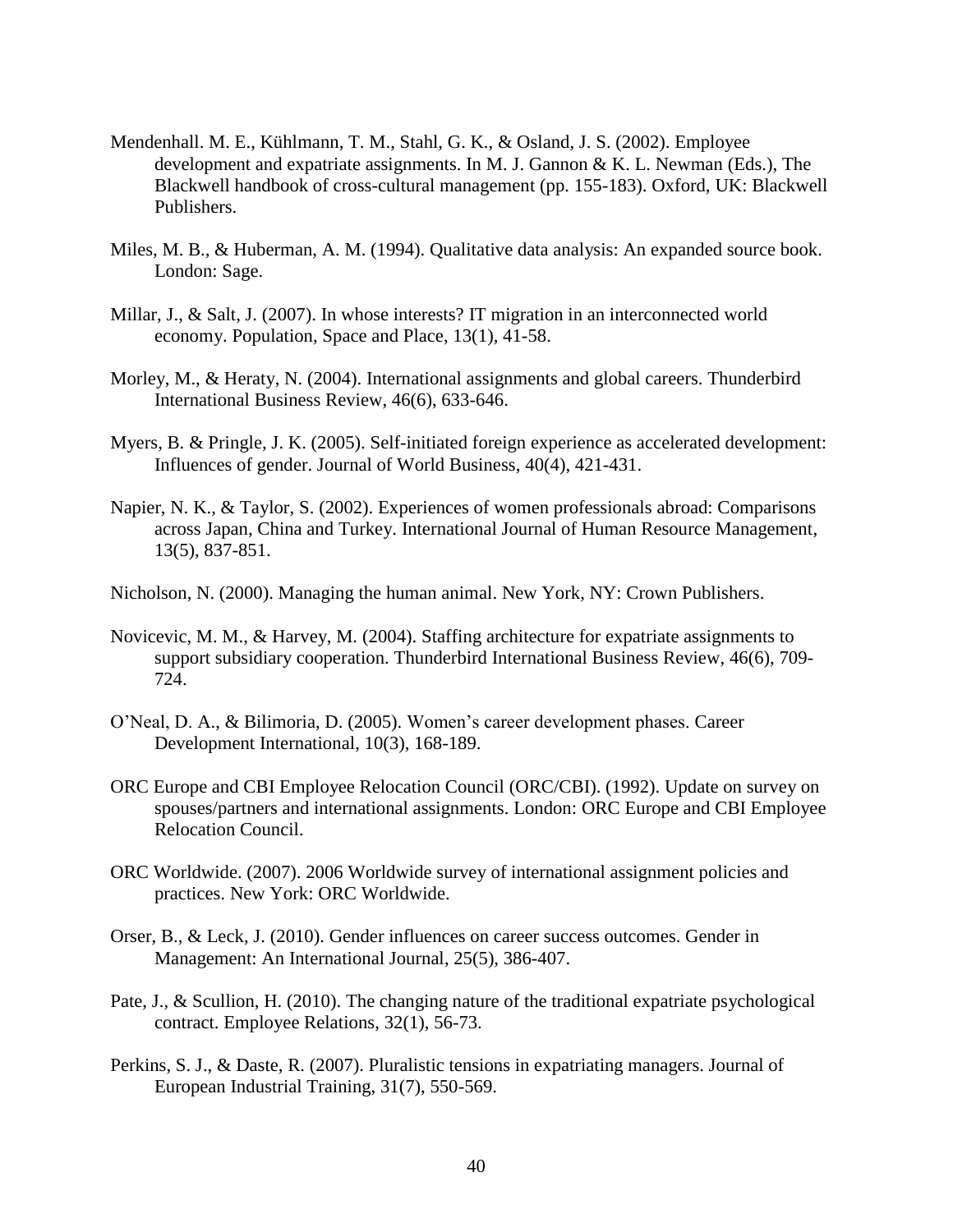Mendenhall. M. E., Kühlmann, T. M., Stahl, G. K., & Osland, J. S. (2002). Employee development and expatriate assignments. In M. J. Gannon & K. L. Newman (Eds.), The Blackwell handbook of cross-cultural management (pp. 155-183). Oxford, UK: Blackwell Publishers.

Miles, M. B., & Huberman, A. M. (1994). Qualitative data analysis: An expanded source book. London: Sage.

Millar, J., & Salt, J. (2007). In whose interests? IT migration in an interconnected world economy. Population, Space and Place, 13(1), 41-58.

Morley, M., & Heraty, N. (2004). International assignments and global careers. Thunderbird International Business Review, 46(6), 633-646.

Myers, B. & Pringle, J. K. (2005). Self-initiated foreign experience as accelerated development: Influences of gender. Journal of World Business, 40(4), 421-431.

Napier, N. K., & Taylor, S. (2002). Experiences of women professionals abroad: Comparisons across Japan, China and Turkey. International Journal of Human Resource Management, 13(5), 837-851.

Nicholson, N. (2000). Managing the human animal. New York, NY: Crown Publishers.

Novicevic, M. M., & Harvey, M. (2004). Staffing architecture for expatriate assignments to support subsidiary cooperation. Thunderbird International Business Review, 46(6), 709-724.

O'Neal, D. A., & Bilimoria, D. (2005). Women's career development phases. Career Development International, 10(3), 168-189.

ORC Europe and CBI Employee Relocation Council (ORC/CBI). (1992). Update on survey on spouses/partners and international assignments. London: ORC Europe and CBI Employee Relocation Council.

ORC Worldwide. (2007). 2006 Worldwide survey of international assignment policies and practices. New York: ORC Worldwide.

Orser, B., & Leck, J. (2010). Gender influences on career success outcomes. Gender in Management: An International Journal, 25(5), 386-407.

Pate, J., & Scullion, H. (2010). The changing nature of the traditional expatriate psychological contract. Employee Relations, 32(1), 56-73.

Perkins, S. J., & Daste, R. (2007). Pluralistic tensions in expatriating managers. Journal of European Industrial Training, 31(7), 550-569.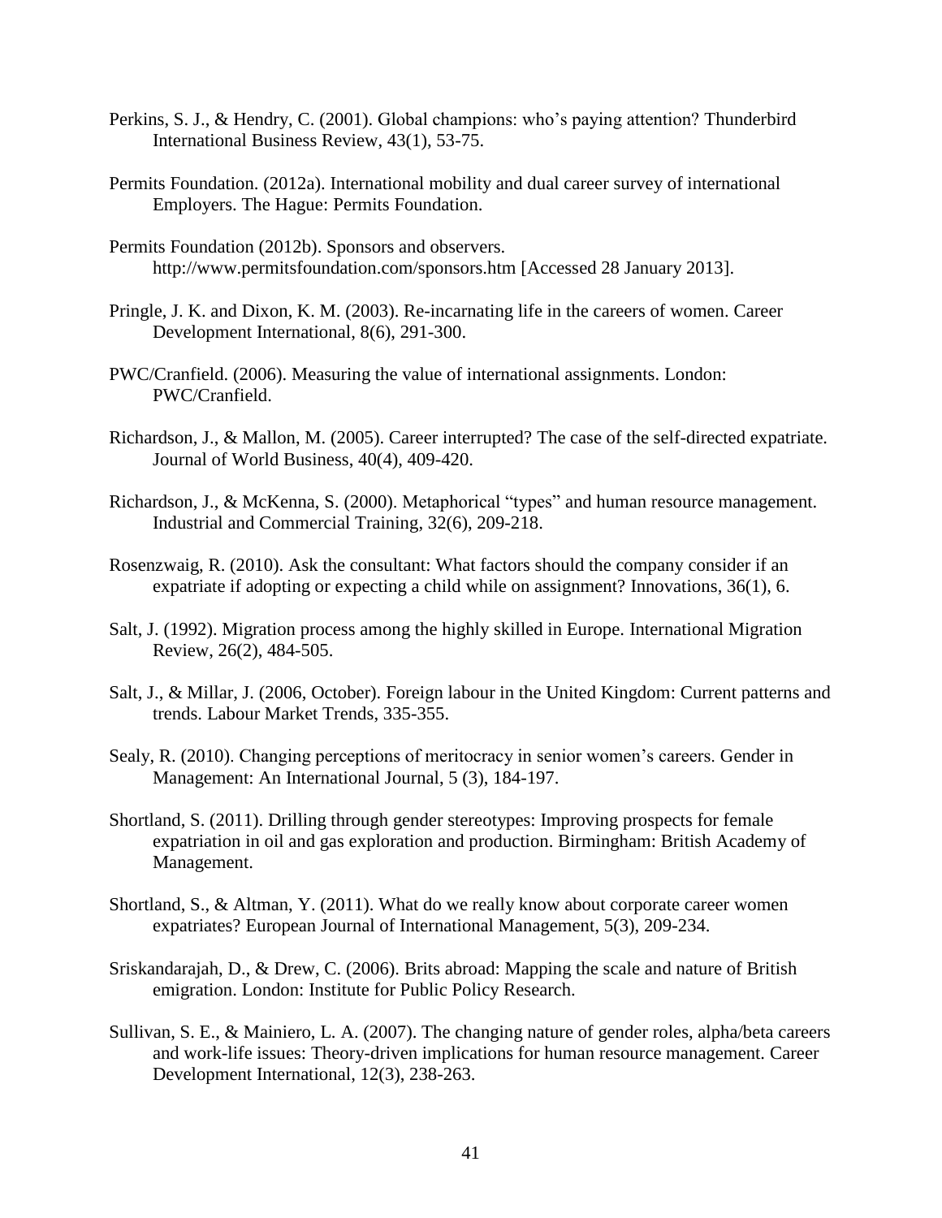Perkins, S. J., & Hendry, C. (2001). Global champions: who's paying attention? Thunderbird International Business Review, 43(1), 53-75.

Permits Foundation. (2012a). International mobility and dual career survey of international Employers. The Hague: Permits Foundation.

Permits Foundation (2012b). Sponsors and observers. http://www.permitsfoundation.com/sponsors.htm [Accessed 28 January 2013].

Pringle, J. K. and Dixon, K. M. (2003). Re-incarnating life in the careers of women. Career Development International, 8(6), 291-300.

PWC/Cranfield. (2006). Measuring the value of international assignments. London: PWC/Cranfield.

Richardson, J., & Mallon, M. (2005). Career interrupted? The case of the self-directed expatriate. Journal of World Business, 40(4), 409-420.

Richardson, J., & McKenna, S. (2000). Metaphorical "types" and human resource management. Industrial and Commercial Training, 32(6), 209-218.

Rosenzwaig, R. (2010). Ask the consultant: What factors should the company consider if an expatriate if adopting or expecting a child while on assignment? Innovations, 36(1), 6.

Salt, J. (1992). Migration process among the highly skilled in Europe. International Migration Review, 26(2), 484-505.

Salt, J., & Millar, J. (2006, October). Foreign labour in the United Kingdom: Current patterns and trends. Labour Market Trends, 335-355.

Sealy, R. (2010). Changing perceptions of meritocracy in senior women's careers. Gender in Management: An International Journal, 5 (3), 184-197.

Shortland, S. (2011). Drilling through gender stereotypes: Improving prospects for female expatriation in oil and gas exploration and production. Birmingham: British Academy of Management.

Shortland, S., & Altman, Y. (2011). What do we really know about corporate career women expatriates? European Journal of International Management, 5(3), 209-234.

Sriskandarajah, D., & Drew, C. (2006). Brits abroad: Mapping the scale and nature of British emigration. London: Institute for Public Policy Research.

Sullivan, S. E., & Mainiero, L. A. (2007). The changing nature of gender roles, alpha/beta careers and work-life issues: Theory-driven implications for human resource management. Career Development International, 12(3), 238-263.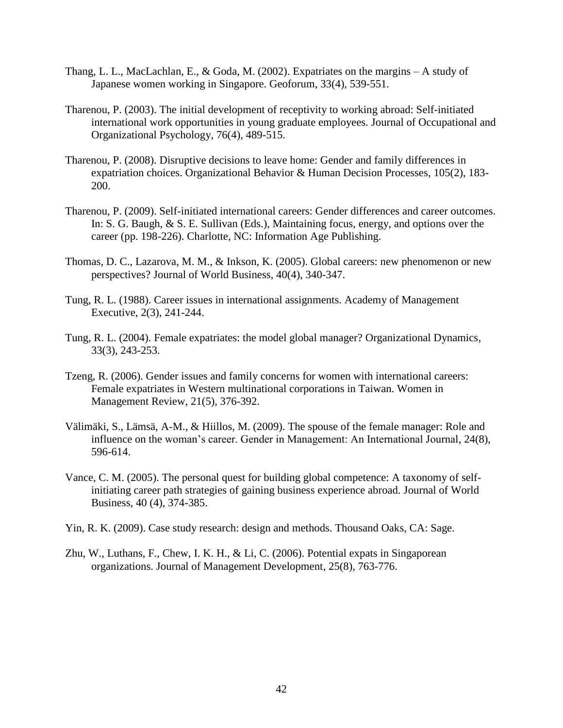Thang, L. L., MacLachlan, E., & Goda, M. (2002). Expatriates on the margins – A study of Japanese women working in Singapore. Geoforum, 33(4), 539-551.

Tharenou, P. (2003). The initial development of receptivity to working abroad: Self-initiated international work opportunities in young graduate employees. Journal of Occupational and Organizational Psychology, 76(4), 489-515.

Tharenou, P. (2008). Disruptive decisions to leave home: Gender and family differences in expatriation choices. Organizational Behavior & Human Decision Processes, 105(2), 183-200.

Tharenou, P. (2009). Self-initiated international careers: Gender differences and career outcomes. In: S. G. Baugh, & S. E. Sullivan (Eds.), Maintaining focus, energy, and options over the career (pp. 198-226). Charlotte, NC: Information Age Publishing.

Thomas, D. C., Lazarova, M. M., & Inkson, K. (2005). Global careers: new phenomenon or new perspectives? Journal of World Business, 40(4), 340-347.

Tung, R. L. (1988). Career issues in international assignments. Academy of Management Executive, 2(3), 241-244.

Tung, R. L. (2004). Female expatriates: the model global manager? Organizational Dynamics, 33(3), 243-253.

Tzeng, R. (2006). Gender issues and family concerns for women with international careers: Female expatriates in Western multinational corporations in Taiwan. Women in Management Review, 21(5), 376-392.

Välimäki, S., Lämsä, A-M., & Hiillos, M. (2009). The spouse of the female manager: Role and influence on the woman's career. Gender in Management: An International Journal, 24(8), 596-614.

Vance, C. M. (2005). The personal quest for building global competence: A taxonomy of self-initiating career path strategies of gaining business experience abroad. Journal of World Business, 40 (4), 374-385.

Yin, R. K. (2009). Case study research: design and methods. Thousand Oaks, CA: Sage.

Zhu, W., Luthans, F., Chew, I. K. H., & Li, C. (2006). Potential expats in Singaporean organizations. Journal of Management Development, 25(8), 763-776.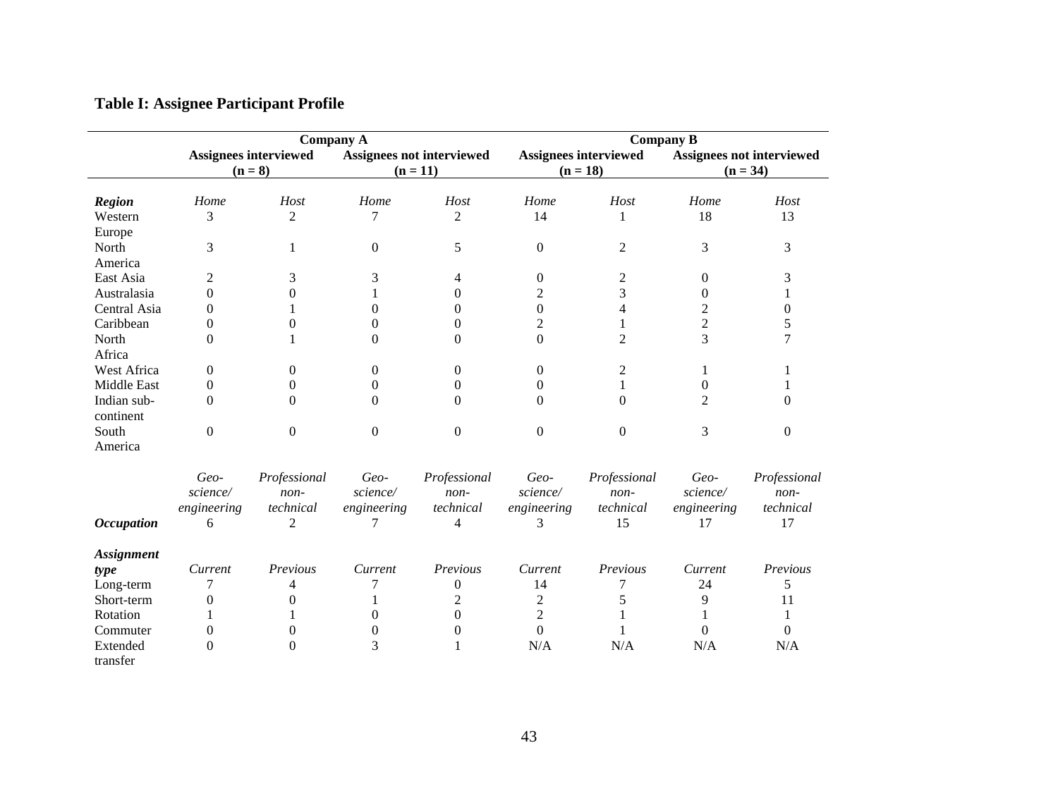**Table I: Assignee Participant Profile**

| | Company A | | | | Company B | | | |
|---|---|---|---|---|---|---|---|---|
| | Assignees interviewed (n = 8) | | Assignees not interviewed (n = 11) | | Assignees interviewed (n = 18) | | Assignees not interviewed (n = 34) | |
| ***Region*** | *Home* | *Host* | *Home* | *Host* | *Home* | *Host* | *Home* | *Host* |
| Western Europe | 3 | 2 | 7 | 2 | 14 | 1 | 18 | 13 |
| North America | 3 | 1 | 0 | 5 | 0 | 2 | 3 | 3 |
| East Asia | 2 | 3 | 3 | 4 | 0 | 2 | 0 | 3 |
| Australasia | 0 | 0 | 1 | 0 | 2 | 3 | 0 | 1 |
| Central Asia | 0 | 1 | 0 | 0 | 0 | 4 | 2 | 0 |
| Caribbean | 0 | 0 | 0 | 0 | 2 | 1 | 2 | 5 |
| North Africa | 0 | 1 | 0 | 0 | 0 | 2 | 3 | 7 |
| West Africa | 0 | 0 | 0 | 0 | 0 | 2 | 1 | 1 |
| Middle East | 0 | 0 | 0 | 0 | 0 | 1 | 0 | 1 |
| Indian sub-continent | 0 | 0 | 0 | 0 | 0 | 0 | 2 | 0 |
| South America | 0 | 0 | 0 | 0 | 0 | 0 | 3 | 0 |
| | *Geo-science/ engineering* | *Professional non-technical* | *Geo-science/ engineering* | *Professional non-technical* | *Geo-science/ engineering* | *Professional non-technical* | *Geo-science/ engineering* | *Professional non-technical* |
| ***Occupation*** | 6 | 2 | 7 | 4 | 3 | 15 | 17 | 17 |
| ***Assignment type*** | *Current* | *Previous* | *Current* | *Previous* | *Current* | *Previous* | *Current* | *Previous* |
| Long-term | 7 | 4 | 7 | 0 | 14 | 7 | 24 | 5 |
| Short-term | 0 | 0 | 1 | 2 | 2 | 5 | 9 | 11 |
| Rotation | 1 | 1 | 0 | 0 | 2 | 1 | 1 | 1 |
| Commuter | 0 | 0 | 0 | 0 | 0 | 1 | 0 | 0 |
| Extended transfer | 0 | 0 | 3 | 1 | N/A | N/A | N/A | N/A |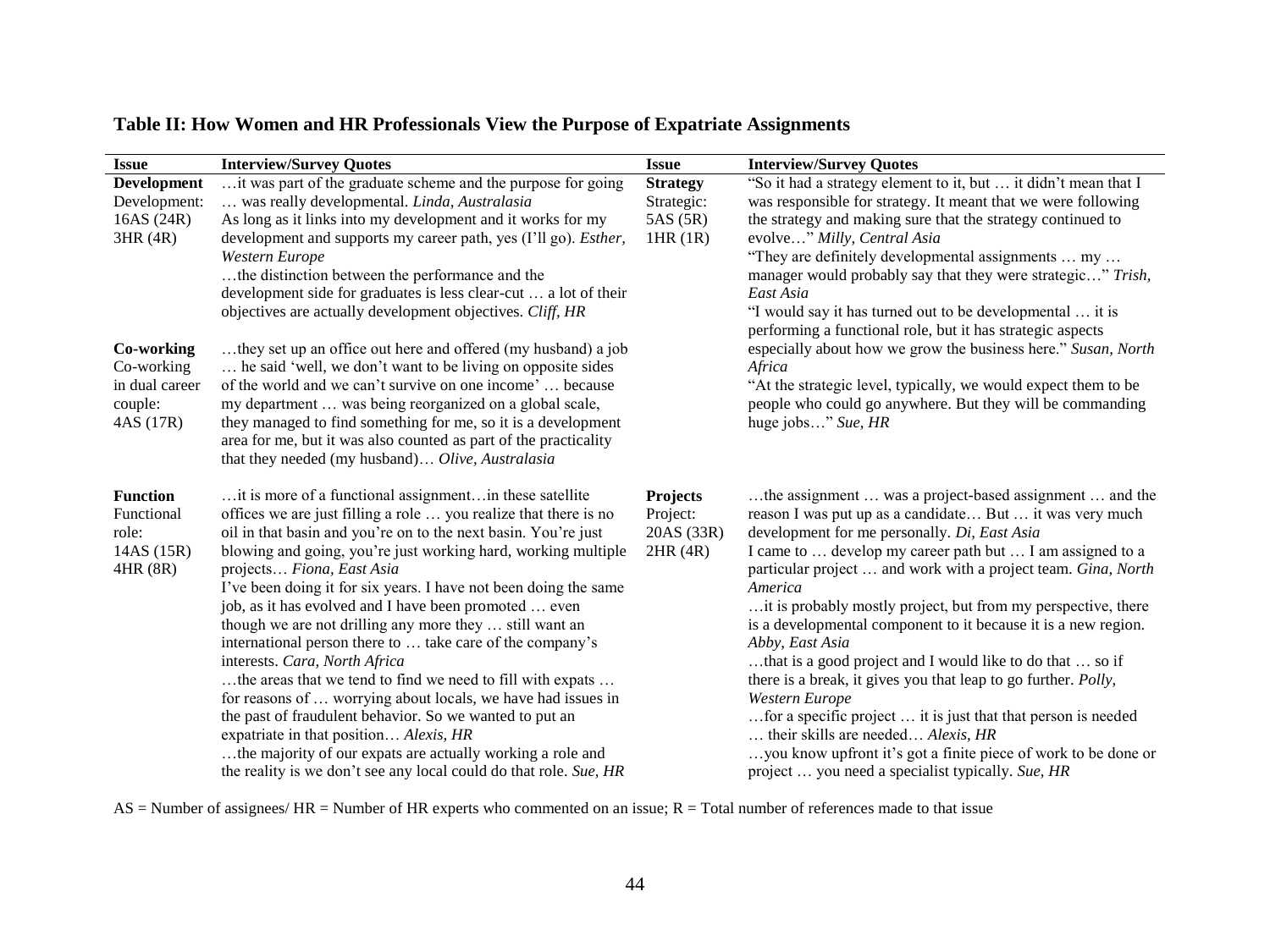**Table II: How Women and HR Professionals View the Purpose of Expatriate Assignments**

| Issue | Interview/Survey Quotes | Issue | Interview/Survey Quotes |
|---|---|---|---|
| **Development**<br>Development: 16AS (24R) 3HR (4R) | …it was part of the graduate scheme and the purpose for going … was really developmental. *Linda, Australasia*<br>As long as it links into my development and it works for my development and supports my career path, yes (I'll go). *Esther, Western Europe*<br>…the distinction between the performance and the development side for graduates is less clear-cut … a lot of their objectives are actually development objectives. *Cliff, HR* | **Strategy**<br>Strategic: 5AS (5R) 1HR (1R) | "So it had a strategy element to it, but … it didn't mean that I was responsible for strategy. It meant that we were following the strategy and making sure that the strategy continued to evolve…" *Milly, Central Asia*<br>"They are definitely developmental assignments … my … manager would probably say that they were strategic…" *Trish, East Asia*<br>"I would say it has turned out to be developmental … it is performing a functional role, but it has strategic aspects especially about how we grow the business here." *Susan, North Africa*<br>"At the strategic level, typically, we would expect them to be people who could go anywhere. But they will be commanding huge jobs…" *Sue, HR* |
| **Co-working**<br>Co-working in dual career couple: 4AS (17R) | …they set up an office out here and offered (my husband) a job … he said 'well, we don't want to be living on opposite sides of the world and we can't survive on one income' … because my department … was being reorganized on a global scale, they managed to find something for me, so it is a development area for me, but it was also counted as part of the practicality that they needed (my husband)… *Olive, Australasia* | | |
| **Function**<br>Functional role: 14AS (15R) 4HR (8R) | …it is more of a functional assignment…in these satellite offices we are just filling a role … you realize that there is no oil in that basin and you're on to the next basin. You're just blowing and going, you're just working hard, working multiple projects… *Fiona, East Asia*<br>I've been doing it for six years. I have not been doing the same job, as it has evolved and I have been promoted … even though we are not drilling any more they … still want an international person there to … take care of the company's interests. *Cara, North Africa*<br>…the areas that we tend to find we need to fill with expats … for reasons of … worrying about locals, we have had issues in the past of fraudulent behavior. So we wanted to put an expatriate in that position… *Alexis, HR*<br>…the majority of our expats are actually working a role and the reality is we don't see any local could do that role. *Sue, HR* | **Projects**<br>Project: 20AS (33R) 2HR (4R) | …the assignment … was a project-based assignment … and the reason I was put up as a candidate… But … it was very much development for me personally. *Di, East Asia*<br>I came to … develop my career path but … I am assigned to a particular project … and work with a project team. *Gina, North America*<br>…it is probably mostly project, but from my perspective, there is a developmental component to it because it is a new region. *Abby, East Asia*<br>…that is a good project and I would like to do that … so if there is a break, it gives you that leap to go further. *Polly, Western Europe*<br>…for a specific project … it is just that that person is needed … their skills are needed… *Alexis, HR*<br>…you know upfront it's got a finite piece of work to be done or project … you need a specialist typically. *Sue, HR* |

AS = Number of assignees/ HR = Number of HR experts who commented on an issue; R = Total number of references made to that issue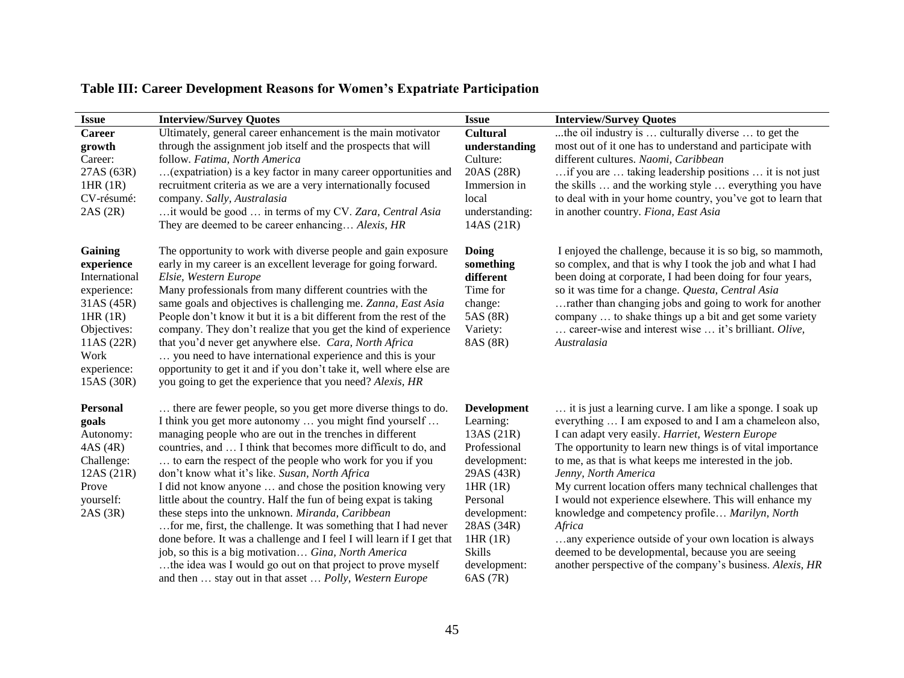**Table III: Career Development Reasons for Women's Expatriate Participation**

| Issue | Interview/Survey Quotes | Issue | Interview/Survey Quotes |
|---|---|---|---|
| **Career growth**<br>Career:<br>27AS (63R)<br>1HR (1R)<br>CV-résumé:<br>2AS (2R) | Ultimately, general career enhancement is the main motivator through the assignment job itself and the prospects that will follow. *Fatima, North America*<br>…(expatriation) is a key factor in many career opportunities and recruitment criteria as we are a very internationally focused company. *Sally, Australasia*<br>…it would be good … in terms of my CV. *Zara, Central Asia*<br>They are deemed to be career enhancing… *Alexis, HR* | **Cultural understanding**<br>Culture:<br>20AS (28R)<br>Immersion in local understanding:<br>14AS (21R) | ...the oil industry is … culturally diverse … to get the most out of it one has to understand and participate with different cultures. *Naomi, Caribbean*<br>…if you are … taking leadership positions … it is not just the skills … and the working style … everything you have to deal with in your home country, you've got to learn that in another country. *Fiona, East Asia* |
| **Gaining experience**<br>International experience:<br>31AS (45R)<br>1HR (1R)<br>Objectives:<br>11AS (22R)<br>Work experience:<br>15AS (30R) | The opportunity to work with diverse people and gain exposure early in my career is an excellent leverage for going forward. *Elsie, Western Europe*<br>Many professionals from many different countries with the same goals and objectives is challenging me. *Zanna, East Asia*<br>People don't know it but it is a bit different from the rest of the company. They don't realize that you get the kind of experience that you'd never get anywhere else. *Cara, North Africa*<br>… you need to have international experience and this is your opportunity to get it and if you don't take it, well where else are you going to get the experience that you need? *Alexis, HR* | **Doing something different**<br>Time for change:<br>5AS (8R)<br>Variety:<br>8AS (8R) | I enjoyed the challenge, because it is so big, so mammoth, so complex, and that is why I took the job and what I had been doing at corporate, I had been doing for four years, so it was time for a change. *Questa, Central Asia*<br>…rather than changing jobs and going to work for another company … to shake things up a bit and get some variety … career-wise and interest wise … it's brilliant. *Olive, Australasia* |
| **Personal goals**<br>Autonomy:<br>4AS (4R)<br>Challenge:<br>12AS (21R)<br>Prove yourself:<br>2AS (3R) | … there are fewer people, so you get more diverse things to do. I think you get more autonomy … you might find yourself … managing people who are out in the trenches in different countries, and … I think that becomes more difficult to do, and … to earn the respect of the people who work for you if you don't know what it's like. *Susan, North Africa*<br>I did not know anyone … and chose the position knowing very little about the country. Half the fun of being expat is taking these steps into the unknown. *Miranda, Caribbean*<br>…for me, first, the challenge. It was something that I had never done before. It was a challenge and I feel I will learn if I get that job, so this is a big motivation… *Gina, North America*<br>…the idea was I would go out on that project to prove myself and then … stay out in that asset … *Polly, Western Europe* | **Development**<br>Learning:<br>13AS (21R)<br>Professional development:<br>29AS (43R)<br>1HR (1R)<br>Personal development:<br>28AS (34R)<br>1HR (1R)<br>Skills development:<br>6AS (7R) | … it is just a learning curve. I am like a sponge. I soak up everything … I am exposed to and I am a chameleon also, I can adapt very easily. *Harriet, Western Europe*<br>The opportunity to learn new things is of vital importance to me, as that is what keeps me interested in the job. *Jenny, North America*<br>My current location offers many technical challenges that I would not experience elsewhere. This will enhance my knowledge and competency profile… *Marilyn, North Africa*<br>…any experience outside of your own location is always deemed to be developmental, because you are seeing another perspective of the company's business. *Alexis, HR* |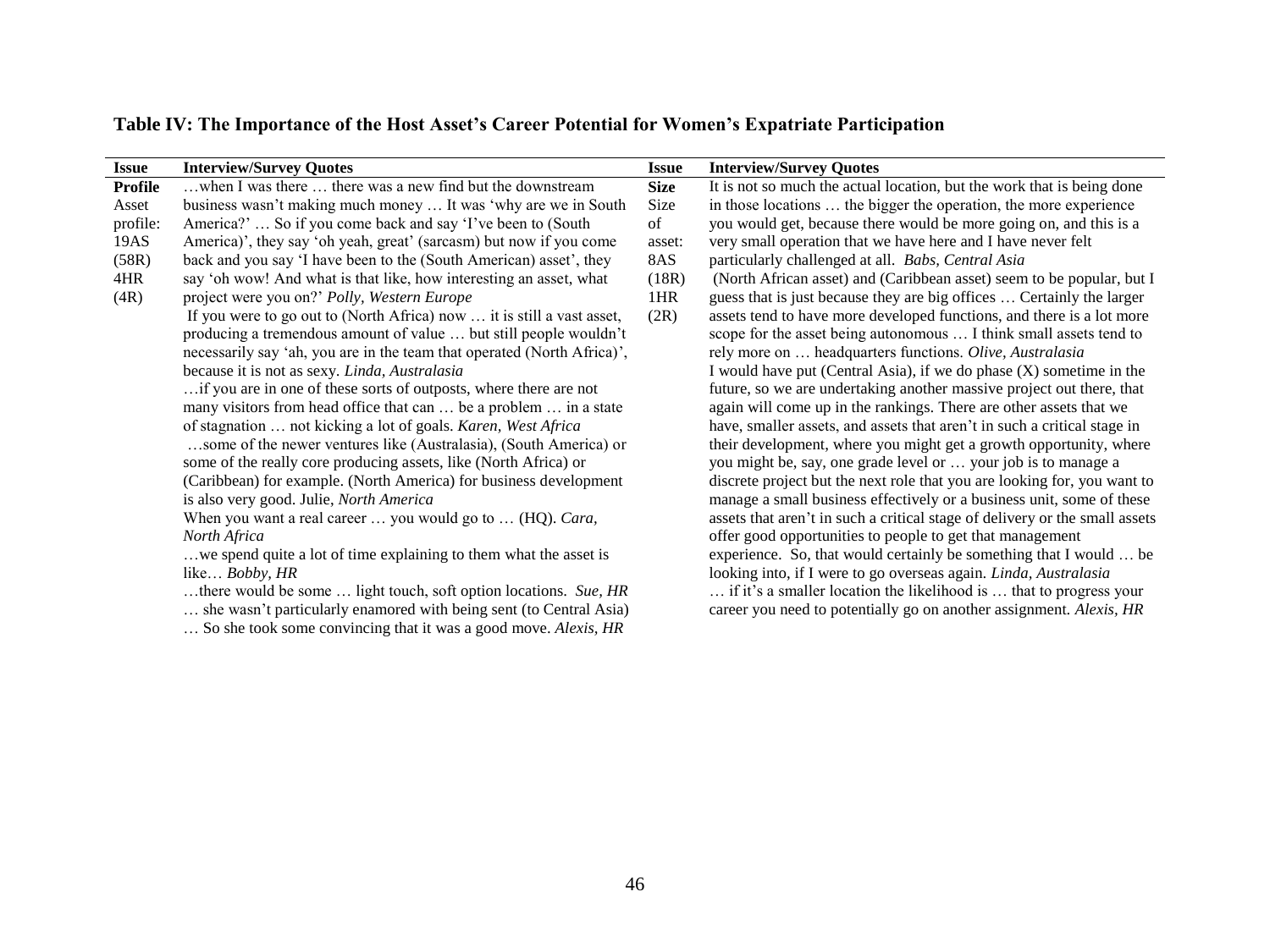**Table IV: The Importance of the Host Asset's Career Potential for Women's Expatriate Participation**

| Issue | Interview/Survey Quotes | Issue | Interview/Survey Quotes |
|---|---|---|---|
| **Profile** Asset profile: 19AS (58R) 4HR (4R) | …when I was there … there was a new find but the downstream business wasn't making much money … It was 'why are we in South America?' … So if you come back and say 'I've been to (South America)', they say 'oh yeah, great' (sarcasm) but now if you come back and you say 'I have been to the (South American) asset', they say 'oh wow! And what is that like, how interesting an asset, what project were you on?' *Polly, Western Europe*<br>If you were to go out to (North Africa) now … it is still a vast asset, producing a tremendous amount of value … but still people wouldn't necessarily say 'ah, you are in the team that operated (North Africa)', because it is not as sexy. *Linda, Australasia*<br>…if you are in one of these sorts of outposts, where there are not many visitors from head office that can … be a problem … in a state of stagnation … not kicking a lot of goals. *Karen, West Africa*<br>…some of the newer ventures like (Australasia), (South America) or some of the really core producing assets, like (North Africa) or (Caribbean) for example. (North America) for business development is also very good. Julie, *North America*<br>When you want a real career … you would go to … (HQ). *Cara, North Africa*<br>…we spend quite a lot of time explaining to them what the asset is like… *Bobby, HR*<br>…there would be some … light touch, soft option locations. *Sue, HR*<br>… she wasn't particularly enamored with being sent (to Central Asia) … So she took some convincing that it was a good move. *Alexis, HR* | **Size** Size of asset: 8AS (18R) 1HR (2R) | It is not so much the actual location, but the work that is being done in those locations … the bigger the operation, the more experience you would get, because there would be more going on, and this is a very small operation that we have here and I have never felt particularly challenged at all. *Babs, Central Asia*<br>(North African asset) and (Caribbean asset) seem to be popular, but I guess that is just because they are big offices … Certainly the larger assets tend to have more developed functions, and there is a lot more scope for the asset being autonomous … I think small assets tend to rely more on … headquarters functions. *Olive, Australasia*<br>I would have put (Central Asia), if we do phase (X) sometime in the future, so we are undertaking another massive project out there, that again will come up in the rankings. There are other assets that we have, smaller assets, and assets that aren't in such a critical stage in their development, where you might get a growth opportunity, where you might be, say, one grade level or … your job is to manage a discrete project but the next role that you are looking for, you want to manage a small business effectively or a business unit, some of these assets that aren't in such a critical stage of delivery or the small assets offer good opportunities to people to get that management experience. So, that would certainly be something that I would … be looking into, if I were to go overseas again. *Linda, Australasia*<br>… if it's a smaller location the likelihood is … that to progress your career you need to potentially go on another assignment. *Alexis, HR* |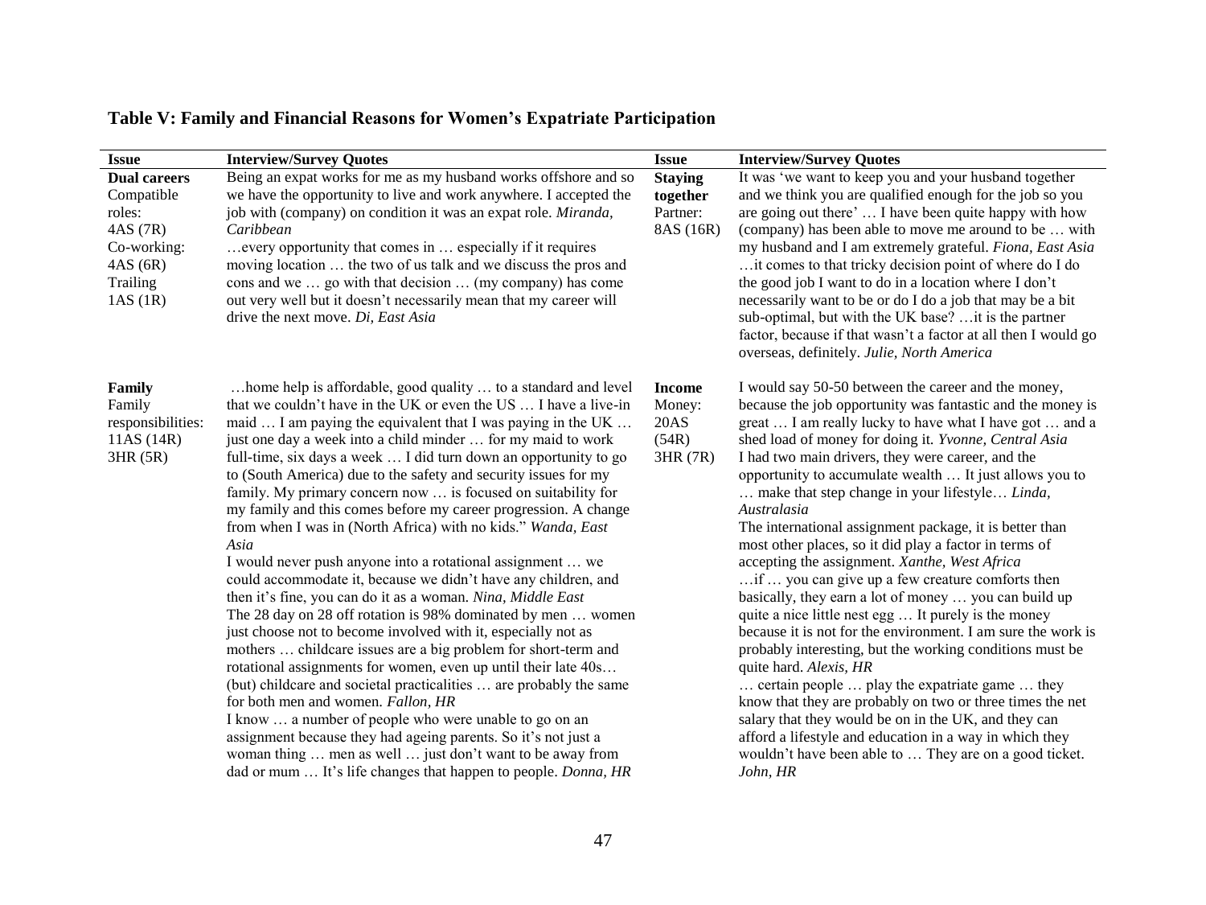**Table V: Family and Financial Reasons for Women's Expatriate Participation**

| Issue | Interview/Survey Quotes | Issue | Interview/Survey Quotes |
|---|---|---|---|
| **Dual careers** Compatible roles: 4AS (7R) Co-working: 4AS (6R) Trailing 1AS (1R) | Being an expat works for me as my husband works offshore and so we have the opportunity to live and work anywhere. I accepted the job with (company) on condition it was an expat role. *Miranda, Caribbean* …every opportunity that comes in … especially if it requires moving location … the two of us talk and we discuss the pros and cons and we … go with that decision … (my company) has come out very well but it doesn't necessarily mean that my career will drive the next move. *Di, East Asia* | **Staying together** Partner: 8AS (16R) | It was 'we want to keep you and your husband together and we think you are qualified enough for the job so you are going out there' … I have been quite happy with how (company) has been able to move me around to be … with my husband and I am extremely grateful. *Fiona, East Asia* …it comes to that tricky decision point of where do I do the good job I want to do in a location where I don't necessarily want to be or do I do a job that may be a bit sub-optimal, but with the UK base? …it is the partner factor, because if that wasn't a factor at all then I would go overseas, definitely. *Julie, North America* |
| **Family** Family responsibilities: 11AS (14R) 3HR (5R) | …home help is affordable, good quality … to a standard and level that we couldn't have in the UK or even the US … I have a live-in maid … I am paying the equivalent that I was paying in the UK … just one day a week into a child minder … for my maid to work full-time, six days a week … I did turn down an opportunity to go to (South America) due to the safety and security issues for my family. My primary concern now … is focused on suitability for my family and this comes before my career progression. A change from when I was in (North Africa) with no kids." *Wanda, East Asia* I would never push anyone into a rotational assignment … we could accommodate it, because we didn't have any children, and then it's fine, you can do it as a woman. *Nina, Middle East* The 28 day on 28 off rotation is 98% dominated by men … women just choose not to become involved with it, especially not as mothers … childcare issues are a big problem for short-term and rotational assignments for women, even up until their late 40s… (but) childcare and societal practicalities … are probably the same for both men and women. *Fallon, HR* I know … a number of people who were unable to go on an assignment because they had ageing parents. So it's not just a woman thing … men as well … just don't want to be away from dad or mum … It's life changes that happen to people. *Donna, HR* | **Income** Money: 20AS (54R) 3HR (7R) | I would say 50-50 between the career and the money, because the job opportunity was fantastic and the money is great … I am really lucky to have what I have got … and a shed load of money for doing it. *Yvonne, Central Asia* I had two main drivers, they were career, and the opportunity to accumulate wealth … It just allows you to … make that step change in your lifestyle… *Linda, Australasia* The international assignment package, it is better than most other places, so it did play a factor in terms of accepting the assignment. *Xanthe, West Africa* …if … you can give up a few creature comforts then basically, they earn a lot of money … you can build up quite a nice little nest egg … It purely is the money because it is not for the environment. I am sure the work is probably interesting, but the working conditions must be quite hard. *Alexis, HR* … certain people … play the expatriate game … they know that they are probably on two or three times the net salary that they would be on in the UK, and they can afford a lifestyle and education in a way in which they wouldn't have been able to … They are on a good ticket. *John, HR* |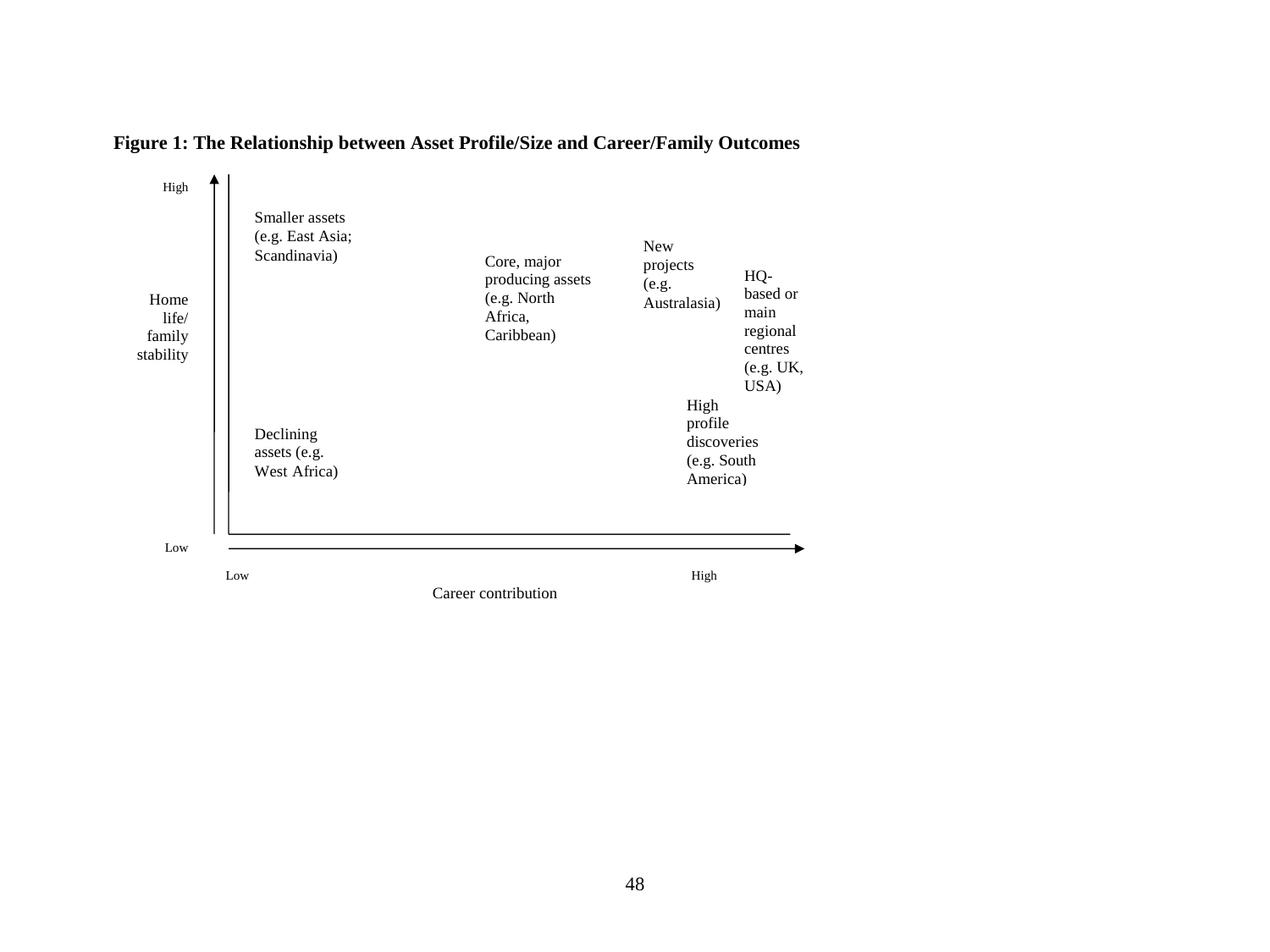**Figure 1: The Relationship between Asset Profile/Size and Career/Family Outcomes**

High

Home life/ family stability

Low

Smaller assets (e.g. East Asia; Scandinavia)

Core, major producing assets (e.g. North Africa, Caribbean)

New projects (e.g. Australasia)

HQ-based or main regional centres (e.g. UK, USA)

High profile discoveries (e.g. South America)

Declining assets (e.g. West Africa)

Low

High

Career contribution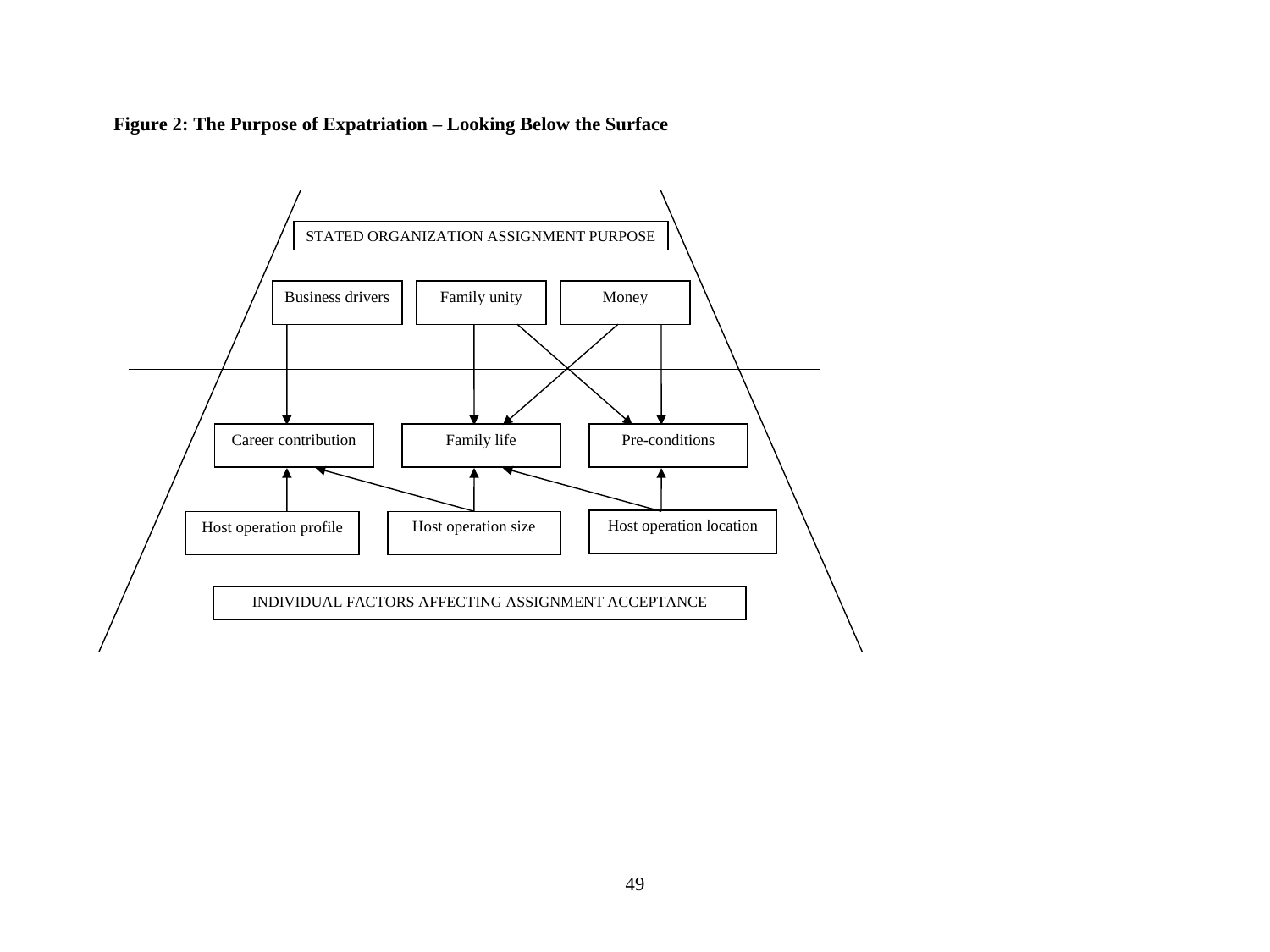**Figure 2: The Purpose of Expatriation – Looking Below the Surface**

STATED ORGANIZATION ASSIGNMENT PURPOSE

Business drivers

Family unity

Money

Career contribution

Family life

Pre-conditions

Host operation profile

Host operation size

Host operation location

INDIVIDUAL FACTORS AFFECTING ASSIGNMENT ACCEPTANCE